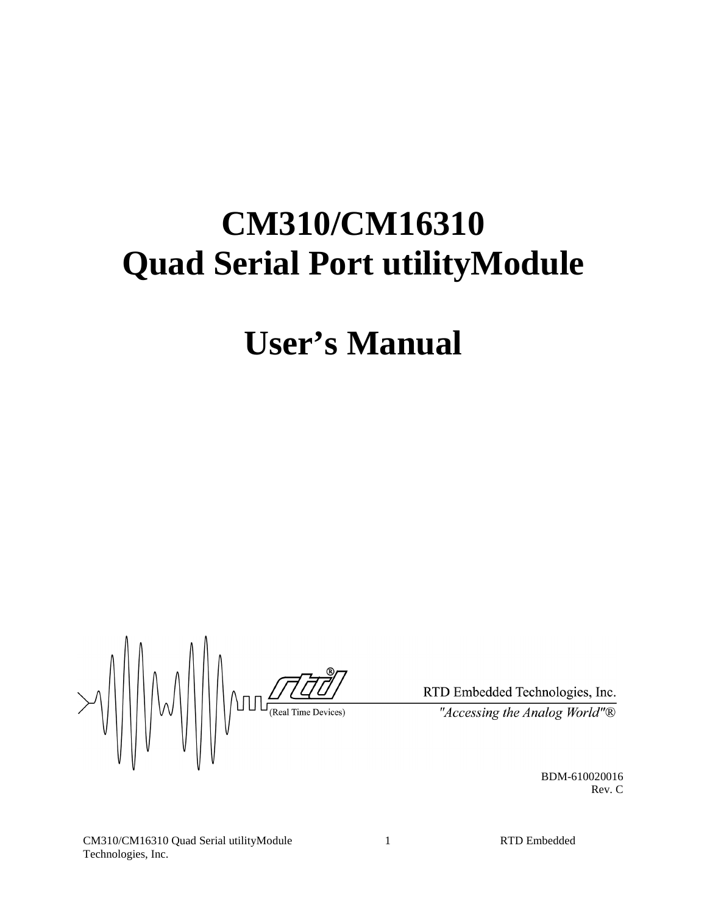# CM310/CM16310
# Quad Serial Port utilityModule

# User's Manual

(Real Time Devices)

RTD Embedded Technologies, Inc.

*"Accessing the Analog World"®*

BDM-610020016
Rev. C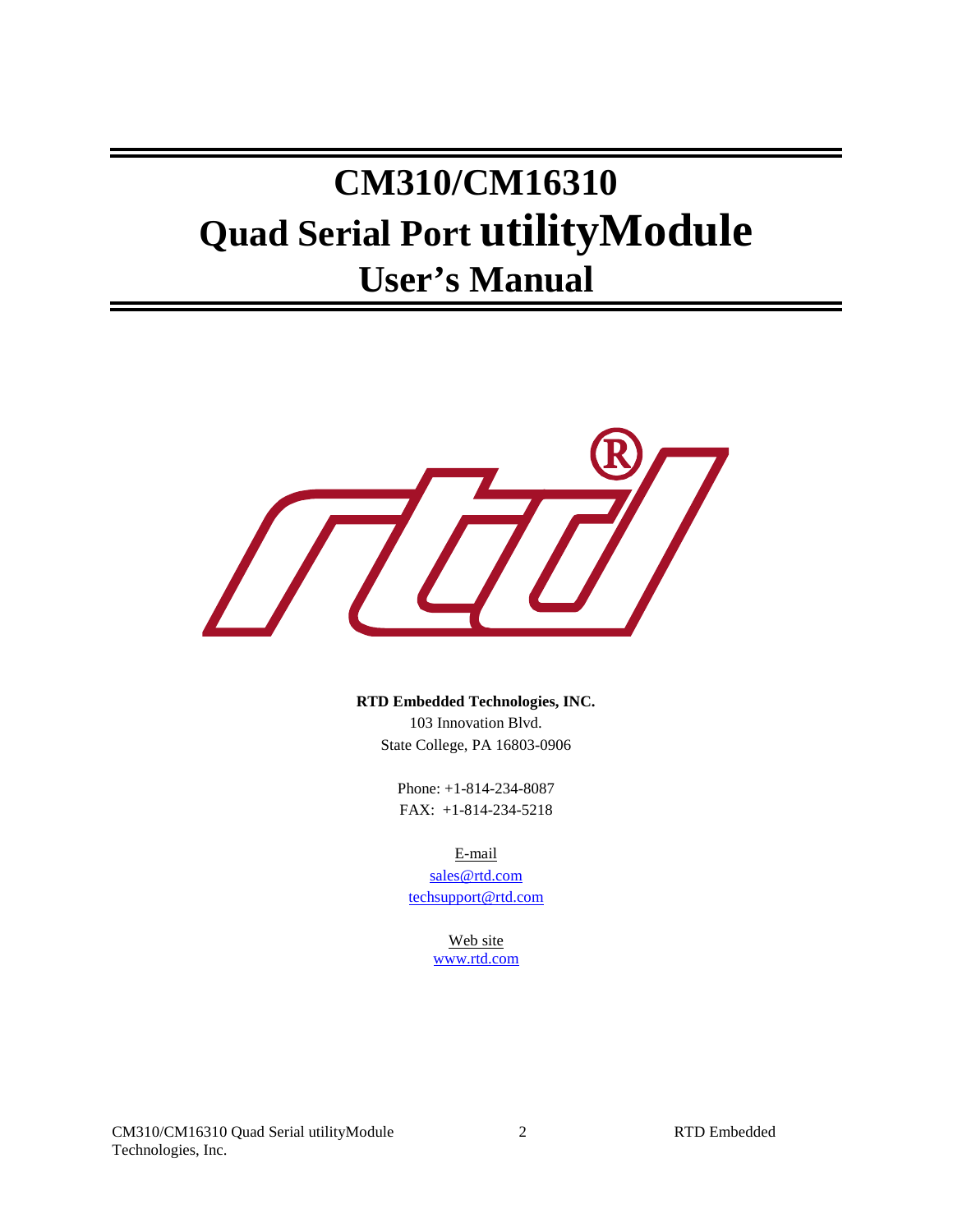# CM310/CM16310
# Quad Serial Port utilityModule
# User's Manual

**RTD Embedded Technologies, INC.**
103 Innovation Blvd.
State College, PA 16803-0906

Phone: +1-814-234-8087
FAX: +1-814-234-5218

E-mail
sales@rtd.com
techsupport@rtd.com

Web site
www.rtd.com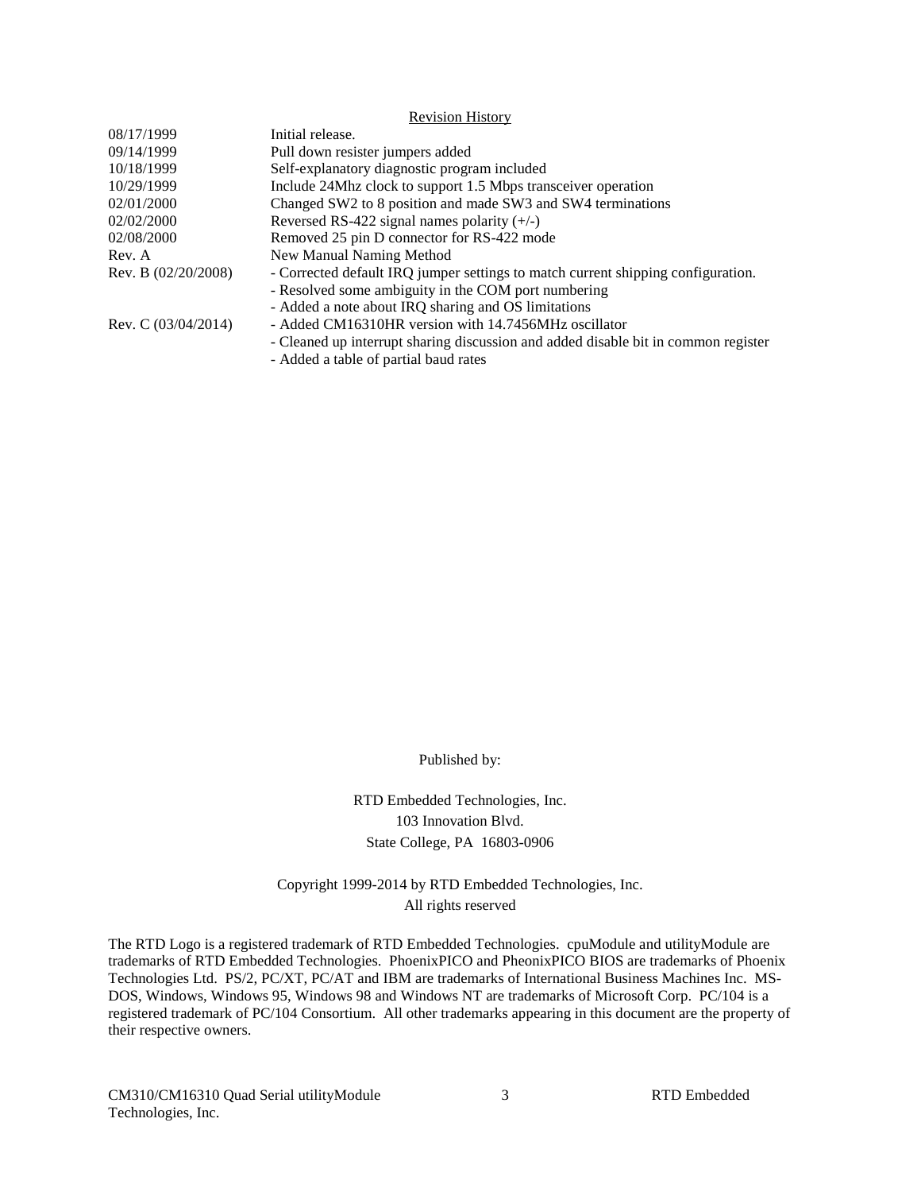## Revision History

| | |
|---|---|
| 08/17/1999 | Initial release. |
| 09/14/1999 | Pull down resister jumpers added |
| 10/18/1999 | Self-explanatory diagnostic program included |
| 10/29/1999 | Include 24Mhz clock to support 1.5 Mbps transceiver operation |
| 02/01/2000 | Changed SW2 to 8 position and made SW3 and SW4 terminations |
| 02/02/2000 | Reversed RS-422 signal names polarity (+/-) |
| 02/08/2000 | Removed 25 pin D connector for RS-422 mode |
| Rev. A | New Manual Naming Method |
| Rev. B (02/20/2008) | - Corrected default IRQ jumper settings to match current shipping configuration.<br>- Resolved some ambiguity in the COM port numbering<br>- Added a note about IRQ sharing and OS limitations |
| Rev. C (03/04/2014) | - Added CM16310HR version with 14.7456MHz oscillator<br>- Cleaned up interrupt sharing discussion and added disable bit in common register<br>- Added a table of partial baud rates |

Published by:

RTD Embedded Technologies, Inc.
103 Innovation Blvd.
State College, PA 16803-0906

Copyright 1999-2014 by RTD Embedded Technologies, Inc.
All rights reserved

The RTD Logo is a registered trademark of RTD Embedded Technologies. cpuModule and utilityModule are trademarks of RTD Embedded Technologies. PhoenixPICO and PheonixPICO BIOS are trademarks of Phoenix Technologies Ltd. PS/2, PC/XT, PC/AT and IBM are trademarks of International Business Machines Inc. MS-DOS, Windows, Windows 95, Windows 98 and Windows NT are trademarks of Microsoft Corp. PC/104 is a registered trademark of PC/104 Consortium. All other trademarks appearing in this document are the property of their respective owners.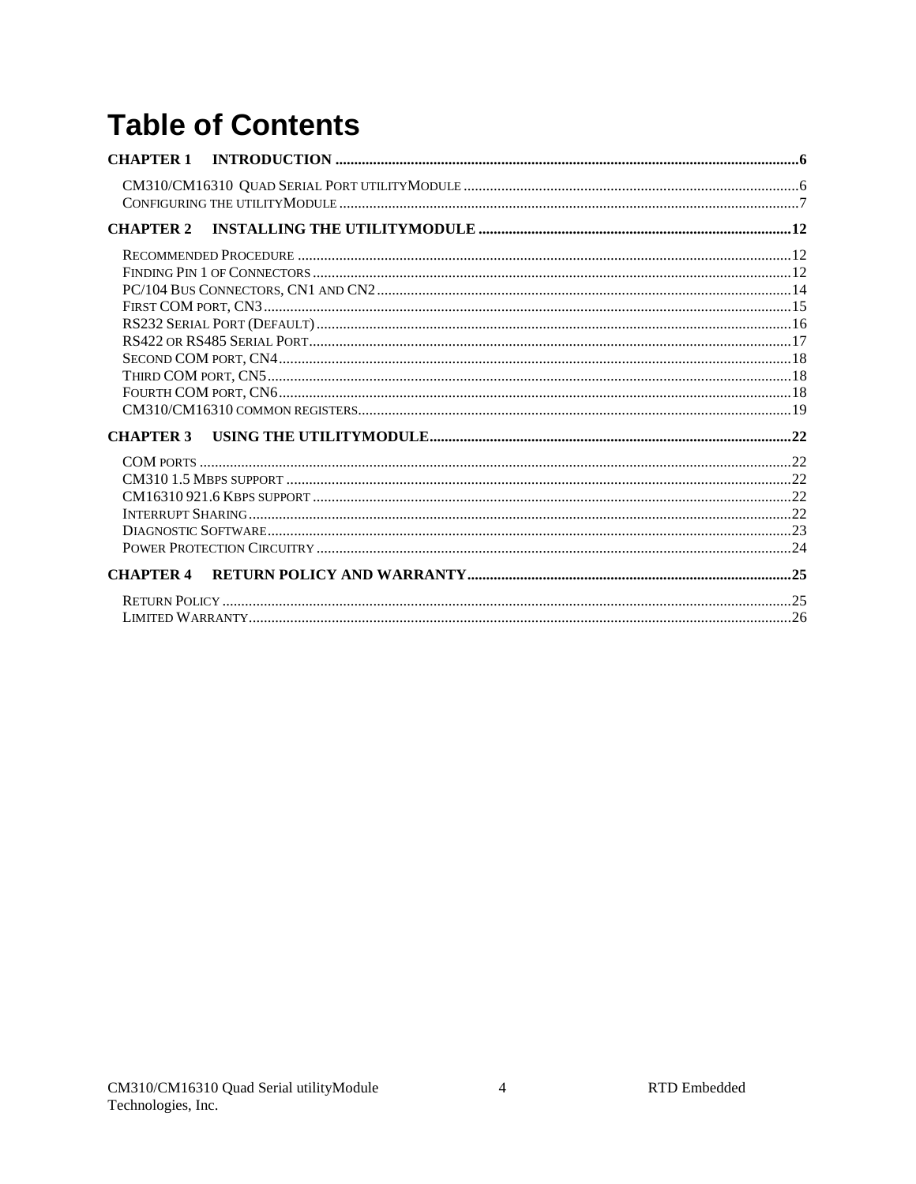# Table of Contents

**CHAPTER 1 INTRODUCTION ......................................................................................................................6**

CM310/CM16310 QUAD SERIAL PORT UTILITYMODULE .......................................................................................6
CONFIGURING THE UTILITYMODULE .......................................................................................................................7

**CHAPTER 2 INSTALLING THE UTILITYMODULE ..................................................................................12**

RECOMMENDED PROCEDURE ...............................................................................................................................12
FINDING PIN 1 OF CONNECTORS ...........................................................................................................................12
PC/104 BUS CONNECTORS, CN1 AND CN2...........................................................................................................14
FIRST COM PORT, CN3.........................................................................................................................................15
RS232 SERIAL PORT (DEFAULT) ...........................................................................................................................16
RS422 OR RS485 SERIAL PORT.............................................................................................................................17
SECOND COM PORT, CN4.....................................................................................................................................18
THIRD COM PORT, CN5........................................................................................................................................18
FOURTH COM PORT, CN6.....................................................................................................................................18
CM310/CM16310 COMMON REGISTERS.................................................................................................................19

**CHAPTER 3 USING THE UTILITYMODULE...............................................................................................22**

COM PORTS .........................................................................................................................................................22
CM310 1.5 MBPS SUPPORT ...................................................................................................................................22
CM16310 921.6 KBPS SUPPORT ............................................................................................................................22
INTERRUPT SHARING.............................................................................................................................................22
DIAGNOSTIC SOFTWARE........................................................................................................................................23
POWER PROTECTION CIRCUITRY ...........................................................................................................................24

**CHAPTER 4 RETURN POLICY AND WARRANTY....................................................................................25**

RETURN POLICY ....................................................................................................................................................25
LIMITED WARRANTY..............................................................................................................................................26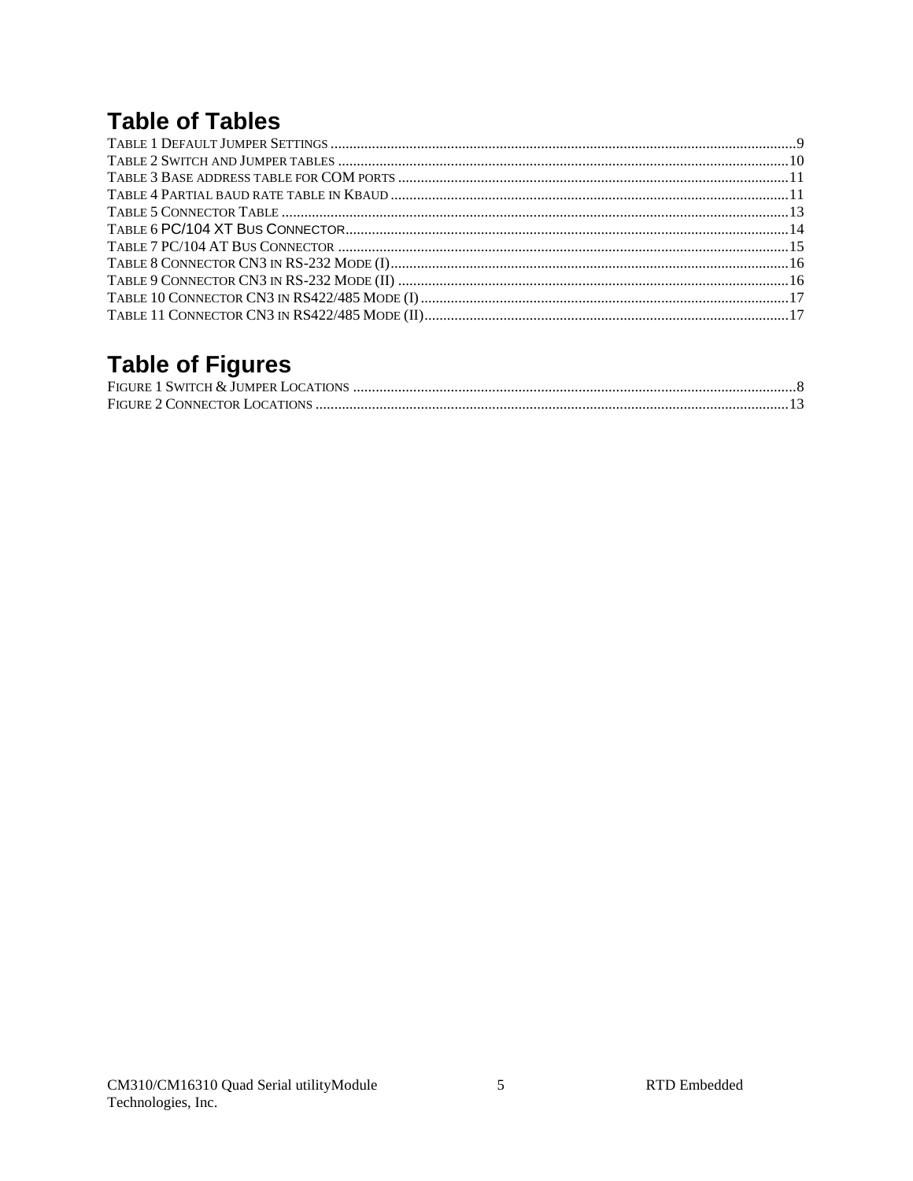# Table of Tables

TABLE 1 DEFAULT JUMPER SETTINGS ....................................................................................................................9
TABLE 2 SWITCH AND JUMPER TABLES ..............................................................................................................10
TABLE 3 BASE ADDRESS TABLE FOR COM PORTS ..............................................................................................11
TABLE 4 PARTIAL BAUD RATE TABLE IN KBAUD ...............................................................................................11
TABLE 5 CONNECTOR TABLE ..........................................................................................................................13
TABLE 6 PC/104 XT BUS CONNECTOR...............................................................................................................14
TABLE 7 PC/104 AT BUS CONNECTOR .............................................................................................................15
TABLE 8 CONNECTOR CN3 IN RS-232 MODE (I)...............................................................................................16
TABLE 9 CONNECTOR CN3 IN RS-232 MODE (II) ..............................................................................................16
TABLE 10 CONNECTOR CN3 IN RS422/485 MODE (I) ........................................................................................17
TABLE 11 CONNECTOR CN3 IN RS422/485 MODE (II)........................................................................................17

# Table of Figures

FIGURE 1 SWITCH & JUMPER LOCATIONS ...........................................................................................................8
FIGURE 2 CONNECTOR LOCATIONS ...................................................................................................................13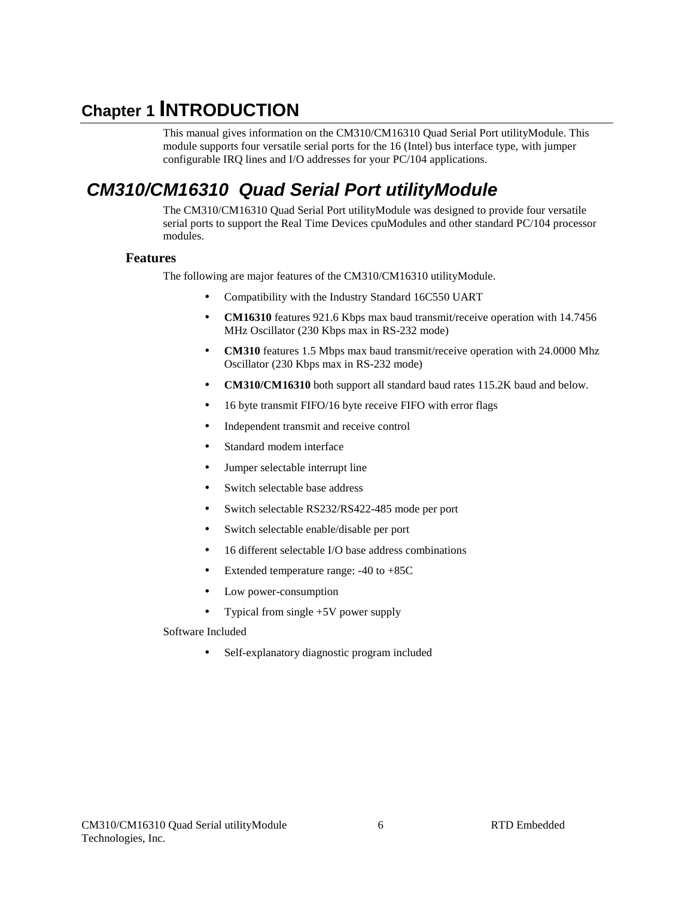# Chapter 1 INTRODUCTION

This manual gives information on the CM310/CM16310 Quad Serial Port utilityModule. This module supports four versatile serial ports for the 16 (Intel) bus interface type, with jumper configurable IRQ lines and I/O addresses for your PC/104 applications.

## *CM310/CM16310 Quad Serial Port utilityModule*

The CM310/CM16310 Quad Serial Port utilityModule was designed to provide four versatile serial ports to support the Real Time Devices cpuModules and other standard PC/104 processor modules.

### Features

The following are major features of the CM310/CM16310 utilityModule.

- Compatibility with the Industry Standard 16C550 UART
- **CM16310** features 921.6 Kbps max baud transmit/receive operation with 14.7456 MHz Oscillator (230 Kbps max in RS-232 mode)
- **CM310** features 1.5 Mbps max baud transmit/receive operation with 24.0000 Mhz Oscillator (230 Kbps max in RS-232 mode)
- **CM310/CM16310** both support all standard baud rates 115.2K baud and below.
- 16 byte transmit FIFO/16 byte receive FIFO with error flags
- Independent transmit and receive control
- Standard modem interface
- Jumper selectable interrupt line
- Switch selectable base address
- Switch selectable RS232/RS422-485 mode per port
- Switch selectable enable/disable per port
- 16 different selectable I/O base address combinations
- Extended temperature range: -40 to +85C
- Low power-consumption
- Typical from single +5V power supply

Software Included

- Self-explanatory diagnostic program included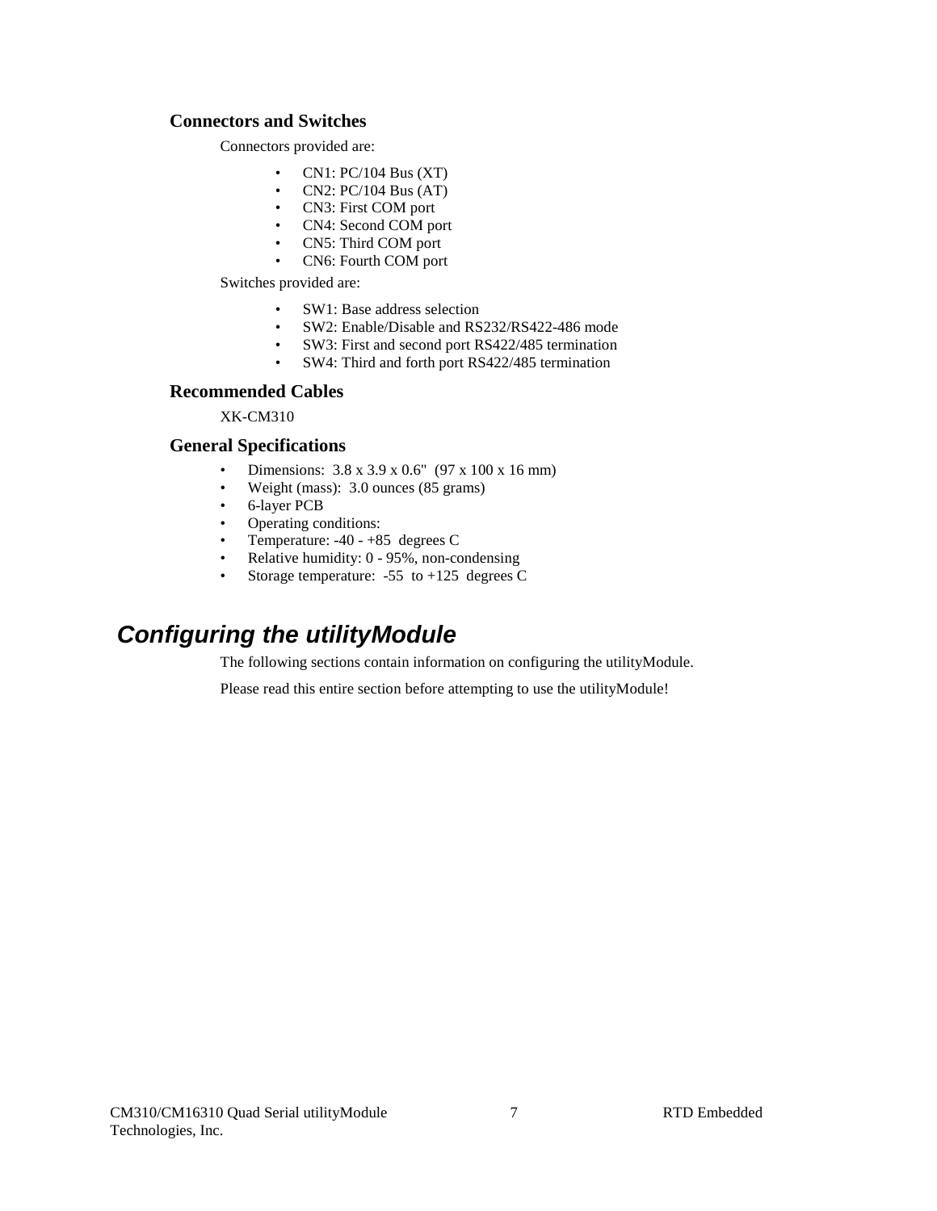### Connectors and Switches

Connectors provided are:

- CN1: PC/104 Bus (XT)
- CN2: PC/104 Bus (AT)
- CN3: First COM port
- CN4: Second COM port
- CN5: Third COM port
- CN6: Fourth COM port

Switches provided are:

- SW1: Base address selection
- SW2: Enable/Disable and RS232/RS422-486 mode
- SW3: First and second port RS422/485 termination
- SW4: Third and forth port RS422/485 termination

### Recommended Cables

XK-CM310

### General Specifications

- Dimensions: 3.8 x 3.9 x 0.6" (97 x 100 x 16 mm)
- Weight (mass): 3.0 ounces (85 grams)
- 6-layer PCB
- Operating conditions:
- Temperature: -40 - +85 degrees C
- Relative humidity: 0 - 95%, non-condensing
- Storage temperature: -55 to +125 degrees C

## *Configuring the utilityModule*

The following sections contain information on configuring the utilityModule.

Please read this entire section before attempting to use the utilityModule!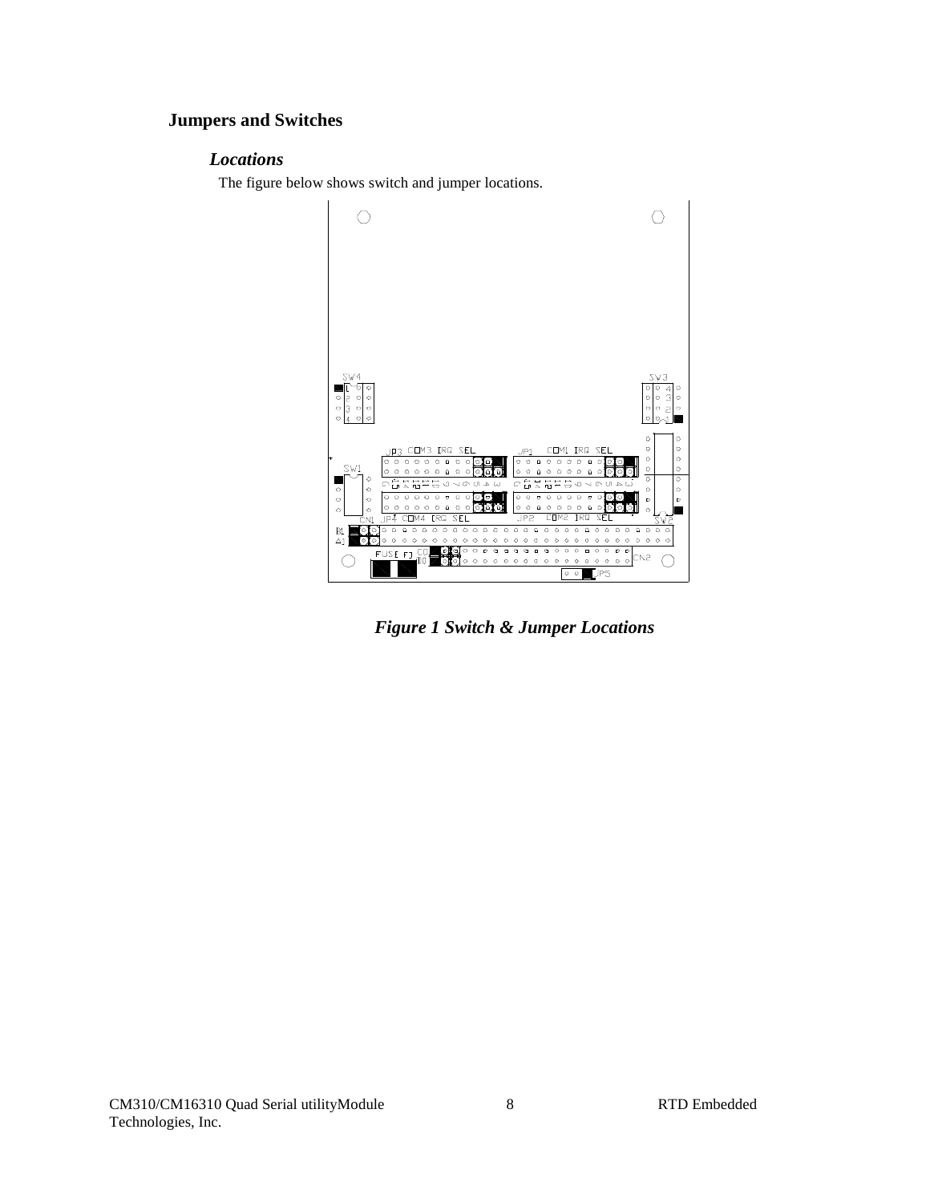## Jumpers and Switches

### *Locations*

The figure below shows switch and jumper locations.

*Figure 1 Switch & Jumper Locations*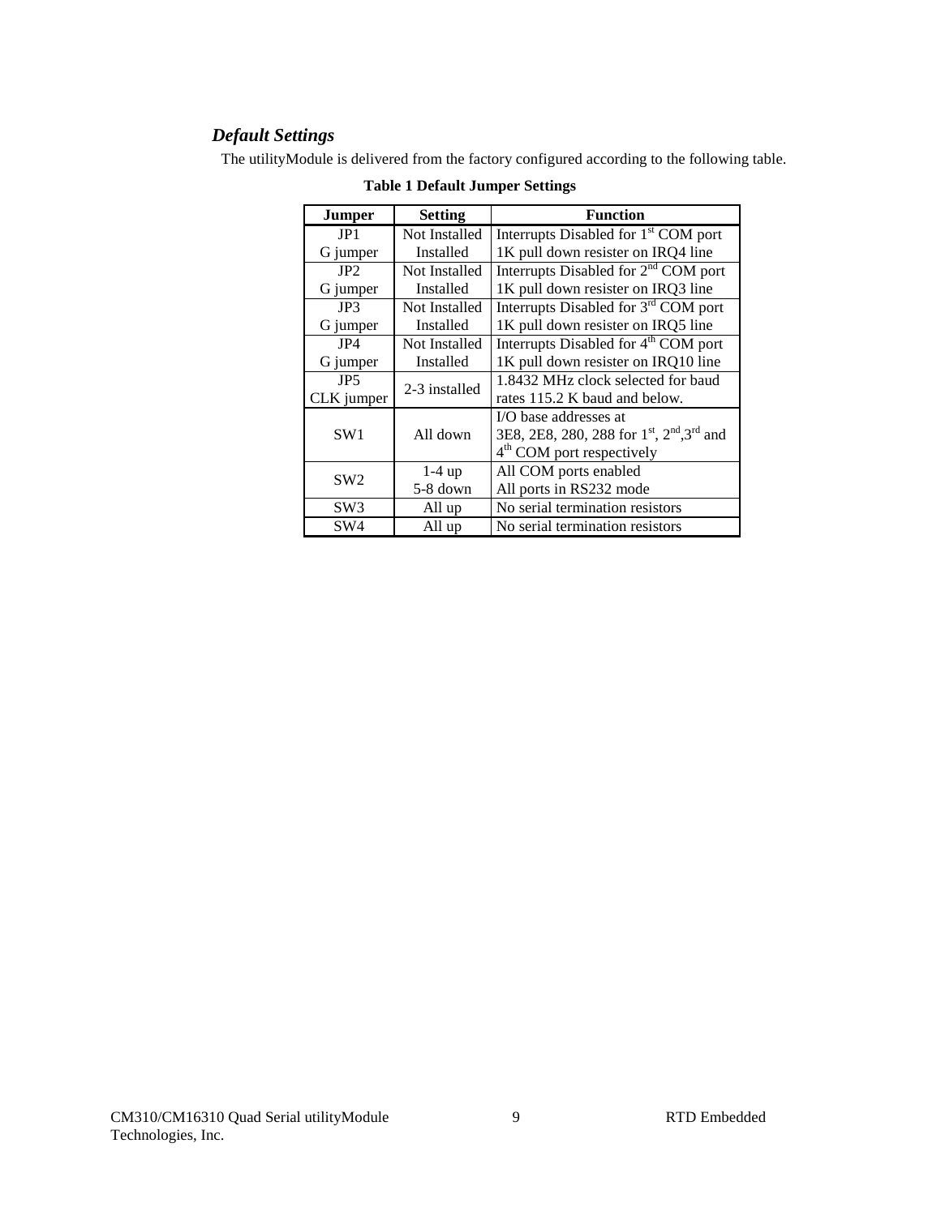### *Default Settings*

The utilityModule is delivered from the factory configured according to the following table.

**Table 1 Default Jumper Settings**

| Jumper | Setting | Function |
| --- | --- | --- |
| JP1<br>G jumper | Not Installed<br>Installed | Interrupts Disabled for 1st COM port<br>1K pull down resister on IRQ4 line |
| JP2<br>G jumper | Not Installed<br>Installed | Interrupts Disabled for 2nd COM port<br>1K pull down resister on IRQ3 line |
| JP3<br>G jumper | Not Installed<br>Installed | Interrupts Disabled for 3rd COM port<br>1K pull down resister on IRQ5 line |
| JP4<br>G jumper | Not Installed<br>Installed | Interrupts Disabled for 4th COM port<br>1K pull down resister on IRQ10 line |
| JP5<br>CLK jumper | 2-3 installed | 1.8432 MHz clock selected for baud rates 115.2 K baud and below. |
| SW1 | All down | I/O base addresses at 3E8, 2E8, 280, 288 for 1st, 2nd,3rd and 4th COM port respectively |
| SW2 | 1-4 up<br>5-8 down | All COM ports enabled<br>All ports in RS232 mode |
| SW3 | All up | No serial termination resistors |
| SW4 | All up | No serial termination resistors |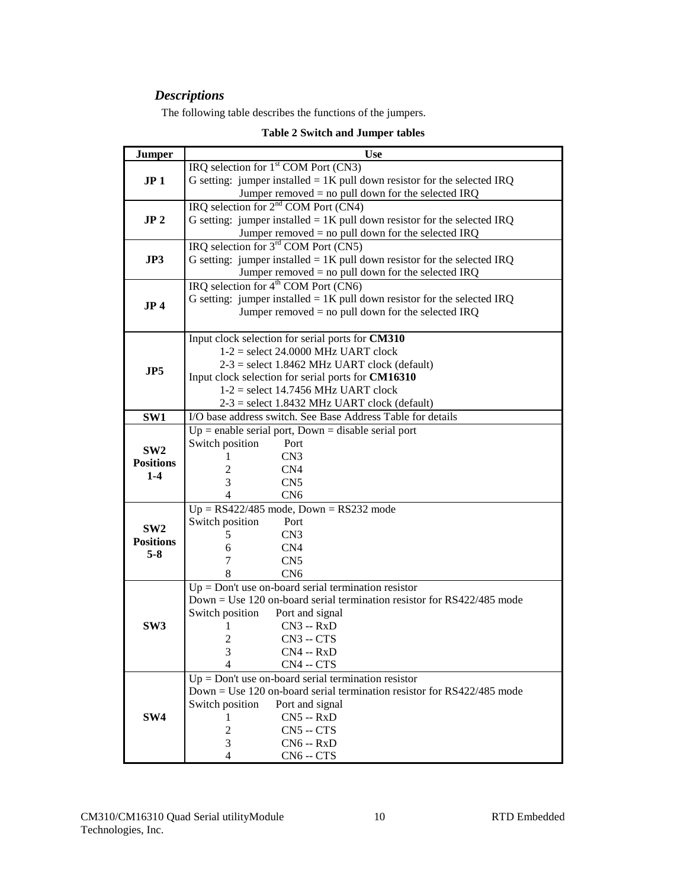## *Descriptions*

The following table describes the functions of the jumpers.

**Table 2 Switch and Jumper tables**

| Jumper | Use |
|---|---|
| **JP 1** | IRQ selection for 1st COM Port (CN3)<br>G setting: jumper installed = 1K pull down resistor for the selected IRQ<br>Jumper removed = no pull down for the selected IRQ |
| **JP 2** | IRQ selection for 2nd COM Port (CN4)<br>G setting: jumper installed = 1K pull down resistor for the selected IRQ<br>Jumper removed = no pull down for the selected IRQ |
| **JP3** | IRQ selection for 3rd COM Port (CN5)<br>G setting: jumper installed = 1K pull down resistor for the selected IRQ<br>Jumper removed = no pull down for the selected IRQ |
| **JP 4** | IRQ selection for 4th COM Port (CN6)<br>G setting: jumper installed = 1K pull down resistor for the selected IRQ<br>Jumper removed = no pull down for the selected IRQ |
| **JP5** | Input clock selection for serial ports for **CM310**<br>1-2 = select 24.0000 MHz UART clock<br>2-3 = select 1.8462 MHz UART clock (default)<br>Input clock selection for serial ports for **CM16310**<br>1-2 = select 14.7456 MHz UART clock<br>2-3 = select 1.8432 MHz UART clock (default) |
| **SW1** | I/O base address switch. See Base Address Table for details |
| **SW2 Positions 1-4** | Up = enable serial port, Down = disable serial port<br>Switch position Port<br>1 CN3<br>2 CN4<br>3 CN5<br>4 CN6 |
| **SW2 Positions 5-8** | Up = RS422/485 mode, Down = RS232 mode<br>Switch position Port<br>5 CN3<br>6 CN4<br>7 CN5<br>8 CN6 |
| **SW3** | Up = Don't use on-board serial termination resistor<br>Down = Use 120 on-board serial termination resistor for RS422/485 mode<br>Switch position Port and signal<br>1 CN3 -- RxD<br>2 CN3 -- CTS<br>3 CN4 -- RxD<br>4 CN4 -- CTS |
| **SW4** | Up = Don't use on-board serial termination resistor<br>Down = Use 120 on-board serial termination resistor for RS422/485 mode<br>Switch position Port and signal<br>1 CN5 -- RxD<br>2 CN5 -- CTS<br>3 CN6 -- RxD<br>4 CN6 -- CTS |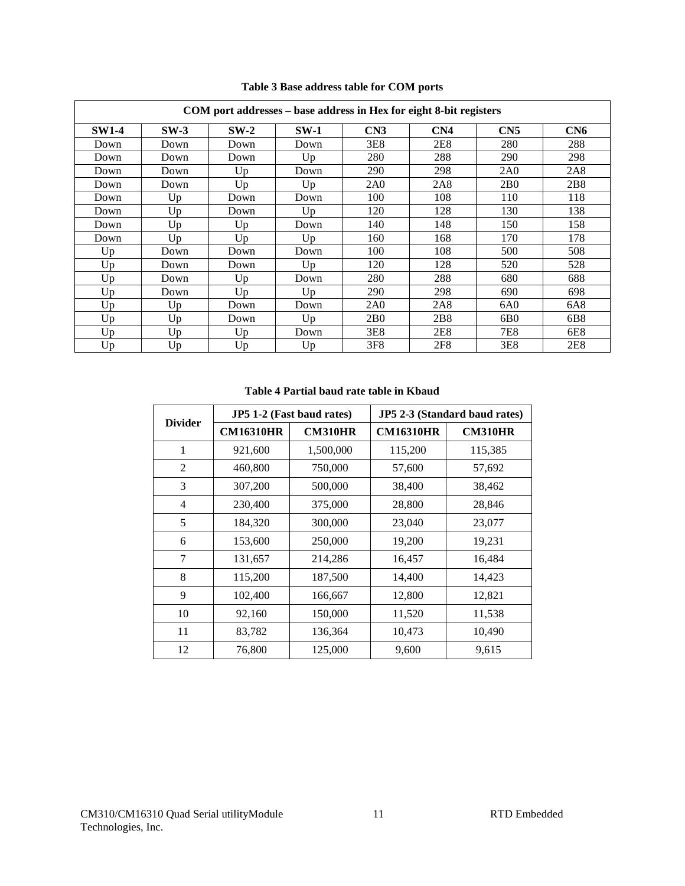**Table 3 Base address table for COM ports**

| COM port addresses – base address in Hex for eight 8-bit registers | | | | | | | |
|---|---|---|---|---|---|---|---|
| **SW1-4** | **SW-3** | **SW-2** | **SW-1** | **CN3** | **CN4** | **CN5** | **CN6** |
| Down | Down | Down | Down | 3E8 | 2E8 | 280 | 288 |
| Down | Down | Down | Up | 280 | 288 | 290 | 298 |
| Down | Down | Up | Down | 290 | 298 | 2A0 | 2A8 |
| Down | Down | Up | Up | 2A0 | 2A8 | 2B0 | 2B8 |
| Down | Up | Down | Down | 100 | 108 | 110 | 118 |
| Down | Up | Down | Up | 120 | 128 | 130 | 138 |
| Down | Up | Up | Down | 140 | 148 | 150 | 158 |
| Down | Up | Up | Up | 160 | 168 | 170 | 178 |
| Up | Down | Down | Down | 100 | 108 | 500 | 508 |
| Up | Down | Down | Up | 120 | 128 | 520 | 528 |
| Up | Down | Up | Down | 280 | 288 | 680 | 688 |
| Up | Down | Up | Up | 290 | 298 | 690 | 698 |
| Up | Up | Down | Down | 2A0 | 2A8 | 6A0 | 6A8 |
| Up | Up | Down | Up | 2B0 | 2B8 | 6B0 | 6B8 |
| Up | Up | Up | Down | 3E8 | 2E8 | 7E8 | 6E8 |
| Up | Up | Up | Up | 3F8 | 2F8 | 3E8 | 2E8 |

**Table 4 Partial baud rate table in Kbaud**

| Divider | JP5 1-2 (Fast baud rates) | | JP5 2-3 (Standard baud rates) | |
|---|---|---|---|---|
| | **CM16310HR** | **CM310HR** | **CM16310HR** | **CM310HR** |
| 1 | 921,600 | 1,500,000 | 115,200 | 115,385 |
| 2 | 460,800 | 750,000 | 57,600 | 57,692 |
| 3 | 307,200 | 500,000 | 38,400 | 38,462 |
| 4 | 230,400 | 375,000 | 28,800 | 28,846 |
| 5 | 184,320 | 300,000 | 23,040 | 23,077 |
| 6 | 153,600 | 250,000 | 19,200 | 19,231 |
| 7 | 131,657 | 214,286 | 16,457 | 16,484 |
| 8 | 115,200 | 187,500 | 14,400 | 14,423 |
| 9 | 102,400 | 166,667 | 12,800 | 12,821 |
| 10 | 92,160 | 150,000 | 11,520 | 11,538 |
| 11 | 83,782 | 136,364 | 10,473 | 10,490 |
| 12 | 76,800 | 125,000 | 9,600 | 9,615 |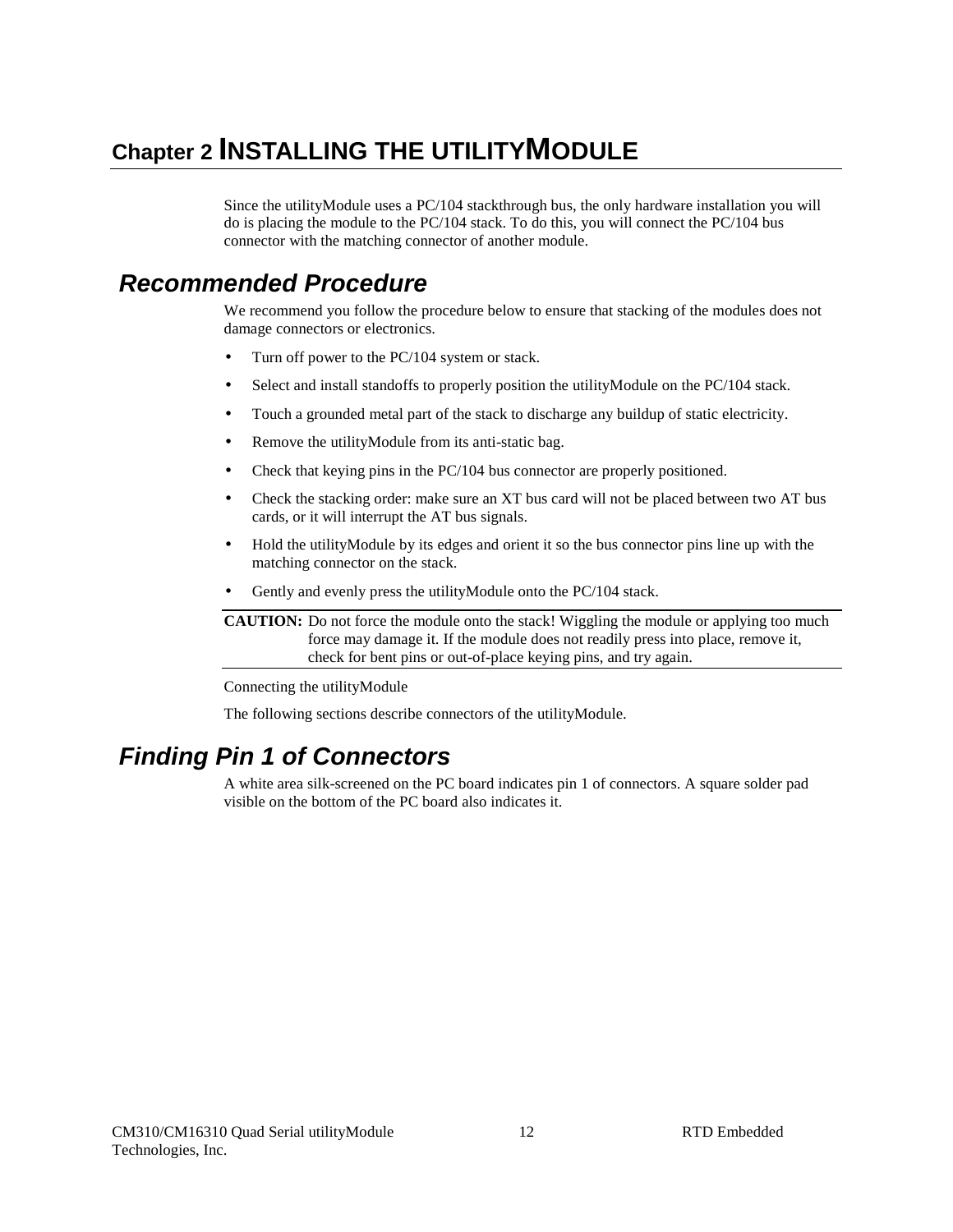# Chapter 2 INSTALLING THE UTILITYMODULE

Since the utilityModule uses a PC/104 stackthrough bus, the only hardware installation you will do is placing the module to the PC/104 stack. To do this, you will connect the PC/104 bus connector with the matching connector of another module.

## Recommended Procedure

We recommend you follow the procedure below to ensure that stacking of the modules does not damage connectors or electronics.

- Turn off power to the PC/104 system or stack.
- Select and install standoffs to properly position the utilityModule on the PC/104 stack.
- Touch a grounded metal part of the stack to discharge any buildup of static electricity.
- Remove the utilityModule from its anti-static bag.
- Check that keying pins in the PC/104 bus connector are properly positioned.
- Check the stacking order: make sure an XT bus card will not be placed between two AT bus cards, or it will interrupt the AT bus signals.
- Hold the utilityModule by its edges and orient it so the bus connector pins line up with the matching connector on the stack.
- Gently and evenly press the utilityModule onto the PC/104 stack.

**CAUTION:** Do not force the module onto the stack! Wiggling the module or applying too much force may damage it. If the module does not readily press into place, remove it, check for bent pins or out-of-place keying pins, and try again.

Connecting the utilityModule

The following sections describe connectors of the utilityModule.

## Finding Pin 1 of Connectors

A white area silk-screened on the PC board indicates pin 1 of connectors. A square solder pad visible on the bottom of the PC board also indicates it.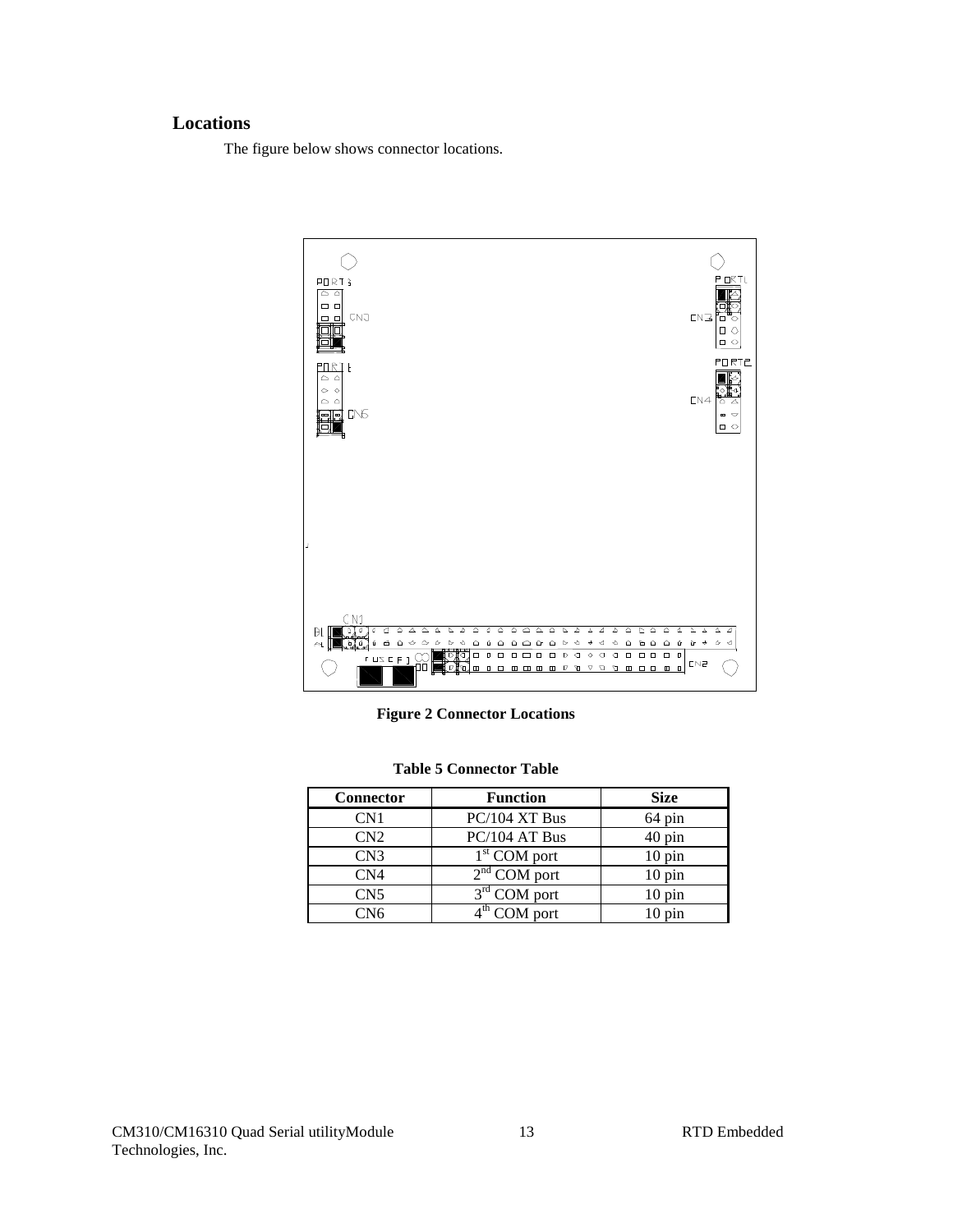## Locations

The figure below shows connector locations.

**Figure 2 Connector Locations**

**Table 5 Connector Table**

| Connector | Function | Size |
|---|---|---|
| CN1 | PC/104 XT Bus | 64 pin |
| CN2 | PC/104 AT Bus | 40 pin |
| CN3 | 1st COM port | 10 pin |
| CN4 | 2nd COM port | 10 pin |
| CN5 | 3rd COM port | 10 pin |
| CN6 | 4th COM port | 10 pin |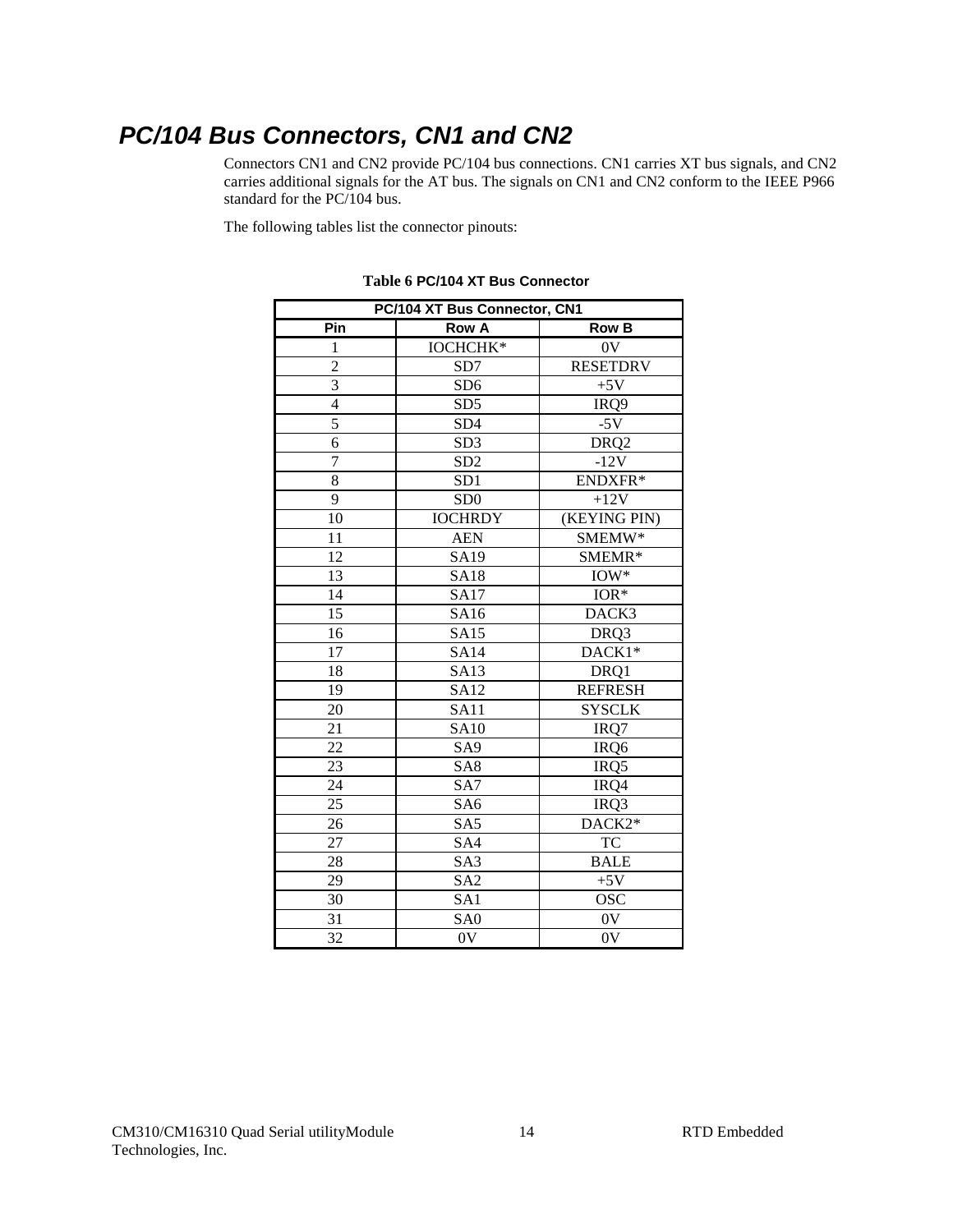## PC/104 Bus Connectors, CN1 and CN2

Connectors CN1 and CN2 provide PC/104 bus connections. CN1 carries XT bus signals, and CN2 carries additional signals for the AT bus. The signals on CN1 and CN2 conform to the IEEE P966 standard for the PC/104 bus.

The following tables list the connector pinouts:

**Table 6 PC/104 XT Bus Connector**

| PC/104 XT Bus Connector, CN1 | | |
|---|---|---|
| **Pin** | **Row A** | **Row B** |
| 1 | IOCHCHK* | 0V |
| 2 | SD7 | RESETDRV |
| 3 | SD6 | +5V |
| 4 | SD5 | IRQ9 |
| 5 | SD4 | -5V |
| 6 | SD3 | DRQ2 |
| 7 | SD2 | -12V |
| 8 | SD1 | ENDXFR* |
| 9 | SD0 | +12V |
| 10 | IOCHRDY | (KEYING PIN) |
| 11 | AEN | SMEMW* |
| 12 | SA19 | SMEMR* |
| 13 | SA18 | IOW* |
| 14 | SA17 | IOR* |
| 15 | SA16 | DACK3 |
| 16 | SA15 | DRQ3 |
| 17 | SA14 | DACK1* |
| 18 | SA13 | DRQ1 |
| 19 | SA12 | REFRESH |
| 20 | SA11 | SYSCLK |
| 21 | SA10 | IRQ7 |
| 22 | SA9 | IRQ6 |
| 23 | SA8 | IRQ5 |
| 24 | SA7 | IRQ4 |
| 25 | SA6 | IRQ3 |
| 26 | SA5 | DACK2* |
| 27 | SA4 | TC |
| 28 | SA3 | BALE |
| 29 | SA2 | +5V |
| 30 | SA1 | OSC |
| 31 | SA0 | 0V |
| 32 | 0V | 0V |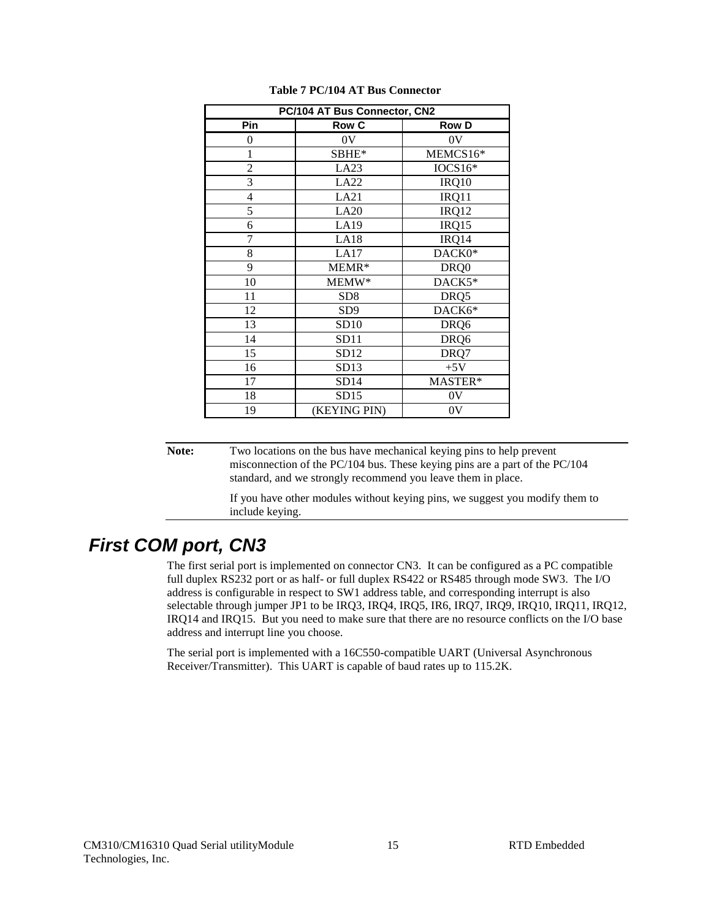**Table 7 PC/104 AT Bus Connector**

| PC/104 AT Bus Connector, CN2 | | |
|---|---|---|
| **Pin** | **Row C** | **Row D** |
| 0 | 0V | 0V |
| 1 | SBHE* | MEMCS16* |
| 2 | LA23 | IOCS16* |
| 3 | LA22 | IRQ10 |
| 4 | LA21 | IRQ11 |
| 5 | LA20 | IRQ12 |
| 6 | LA19 | IRQ15 |
| 7 | LA18 | IRQ14 |
| 8 | LA17 | DACK0* |
| 9 | MEMR* | DRQ0 |
| 10 | MEMW* | DACK5* |
| 11 | SD8 | DRQ5 |
| 12 | SD9 | DACK6* |
| 13 | SD10 | DRQ6 |
| 14 | SD11 | DRQ6 |
| 15 | SD12 | DRQ7 |
| 16 | SD13 | +5V |
| 17 | SD14 | MASTER* |
| 18 | SD15 | 0V |
| 19 | (KEYING PIN) | 0V |

**Note:** Two locations on the bus have mechanical keying pins to help prevent misconnection of the PC/104 bus. These keying pins are a part of the PC/104 standard, and we strongly recommend you leave them in place.

If you have other modules without keying pins, we suggest you modify them to include keying.

## First COM port, CN3

The first serial port is implemented on connector CN3. It can be configured as a PC compatible full duplex RS232 port or as half- or full duplex RS422 or RS485 through mode SW3. The I/O address is configurable in respect to SW1 address table, and corresponding interrupt is also selectable through jumper JP1 to be IRQ3, IRQ4, IRQ5, IR6, IRQ7, IRQ9, IRQ10, IRQ11, IRQ12, IRQ14 and IRQ15. But you need to make sure that there are no resource conflicts on the I/O base address and interrupt line you choose.

The serial port is implemented with a 16C550-compatible UART (Universal Asynchronous Receiver/Transmitter). This UART is capable of baud rates up to 115.2K.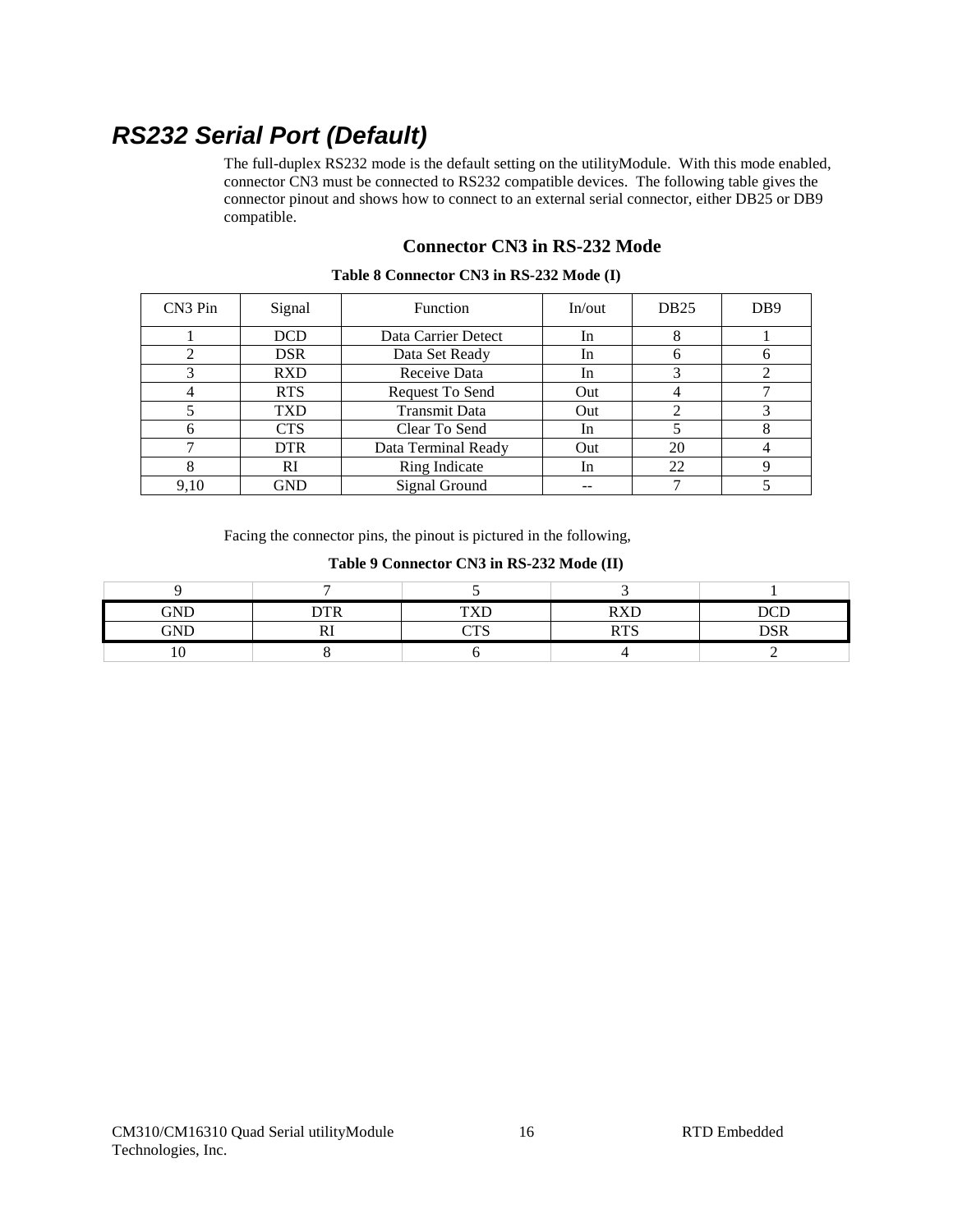## *RS232 Serial Port (Default)*

The full-duplex RS232 mode is the default setting on the utilityModule. With this mode enabled, connector CN3 must be connected to RS232 compatible devices. The following table gives the connector pinout and shows how to connect to an external serial connector, either DB25 or DB9 compatible.

### Connector CN3 in RS-232 Mode

**Table 8 Connector CN3 in RS-232 Mode (I)**

| CN3 Pin | Signal | Function | In/out | DB25 | DB9 |
|---|---|---|---|---|---|
| 1 | DCD | Data Carrier Detect | In | 8 | 1 |
| 2 | DSR | Data Set Ready | In | 6 | 6 |
| 3 | RXD | Receive Data | In | 3 | 2 |
| 4 | RTS | Request To Send | Out | 4 | 7 |
| 5 | TXD | Transmit Data | Out | 2 | 3 |
| 6 | CTS | Clear To Send | In | 5 | 8 |
| 7 | DTR | Data Terminal Ready | Out | 20 | 4 |
| 8 | RI | Ring Indicate | In | 22 | 9 |
| 9,10 | GND | Signal Ground | -- | 7 | 5 |

Facing the connector pins, the pinout is pictured in the following,

**Table 9 Connector CN3 in RS-232 Mode (II)**

| 9 | 7 | 5 | 3 | 1 |
|---|---|---|---|---|
| GND | DTR | TXD | RXD | DCD |
| GND | RI | CTS | RTS | DSR |
| 10 | 8 | 6 | 4 | 2 |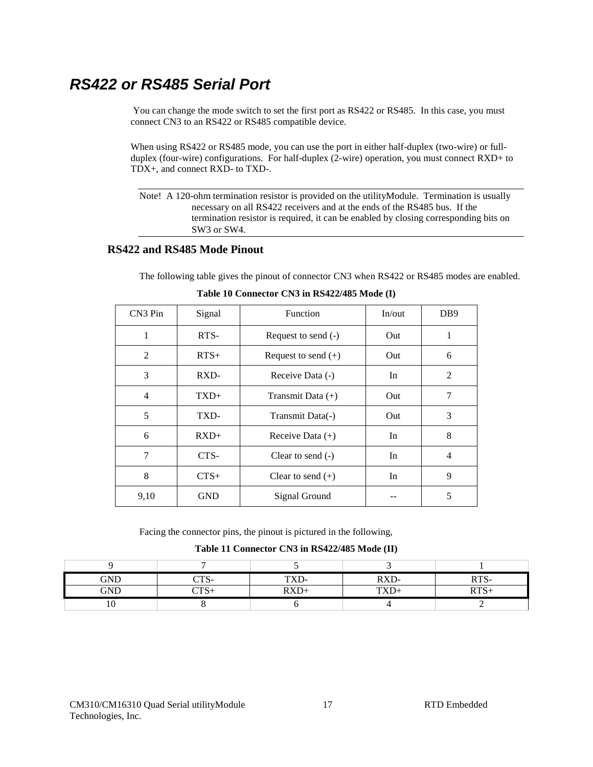## *RS422 or RS485 Serial Port*

You can change the mode switch to set the first port as RS422 or RS485. In this case, you must connect CN3 to an RS422 or RS485 compatible device.

When using RS422 or RS485 mode, you can use the port in either half-duplex (two-wire) or full-duplex (four-wire) configurations. For half-duplex (2-wire) operation, you must connect RXD+ to TDX+, and connect RXD- to TXD-.

---

Note! A 120-ohm termination resistor is provided on the utilityModule. Termination is usually necessary on all RS422 receivers and at the ends of the RS485 bus. If the termination resistor is required, it can be enabled by closing corresponding bits on SW3 or SW4.

---

### RS422 and RS485 Mode Pinout

The following table gives the pinout of connector CN3 when RS422 or RS485 modes are enabled.

**Table 10 Connector CN3 in RS422/485 Mode (I)**

| CN3 Pin | Signal | Function | In/out | DB9 |
|---|---|---|---|---|
| 1 | RTS- | Request to send (-) | Out | 1 |
| 2 | RTS+ | Request to send (+) | Out | 6 |
| 3 | RXD- | Receive Data (-) | In | 2 |
| 4 | TXD+ | Transmit Data (+) | Out | 7 |
| 5 | TXD- | Transmit Data(-) | Out | 3 |
| 6 | RXD+ | Receive Data (+) | In | 8 |
| 7 | CTS- | Clear to send (-) | In | 4 |
| 8 | CTS+ | Clear to send (+) | In | 9 |
| 9,10 | GND | Signal Ground | -- | 5 |

Facing the connector pins, the pinout is pictured in the following,

**Table 11 Connector CN3 in RS422/485 Mode (II)**

| 9 | 7 | 5 | 3 | 1 |
|---|---|---|---|---|
| GND | CTS- | TXD- | RXD- | RTS- |
| GND | CTS+ | RXD+ | TXD+ | RTS+ |
| 10 | 8 | 6 | 4 | 2 |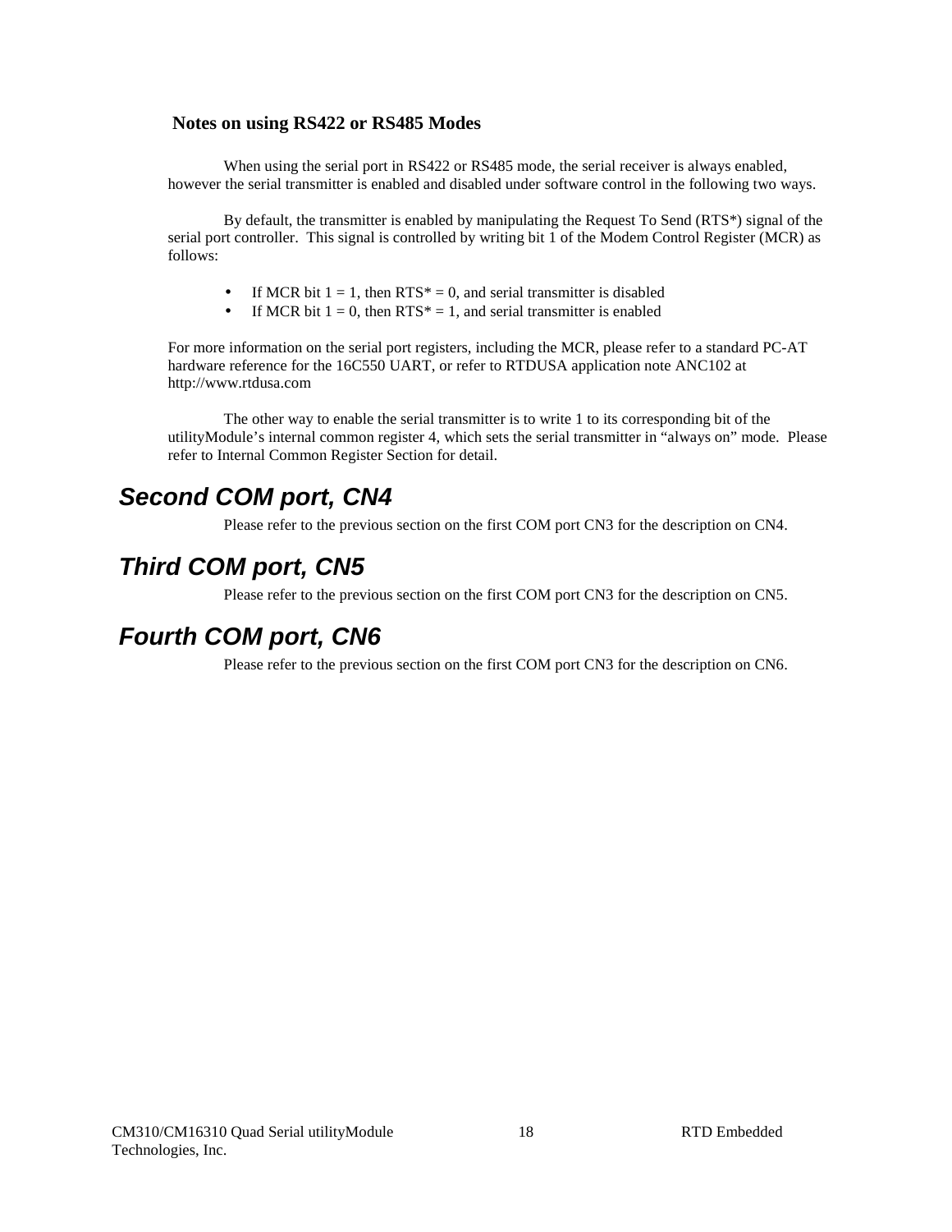### Notes on using RS422 or RS485 Modes

When using the serial port in RS422 or RS485 mode, the serial receiver is always enabled, however the serial transmitter is enabled and disabled under software control in the following two ways.

By default, the transmitter is enabled by manipulating the Request To Send (RTS*) signal of the serial port controller. This signal is controlled by writing bit 1 of the Modem Control Register (MCR) as follows:

- If MCR bit 1 = 1, then RTS* = 0, and serial transmitter is disabled
- If MCR bit 1 = 0, then RTS* = 1, and serial transmitter is enabled

For more information on the serial port registers, including the MCR, please refer to a standard PC-AT hardware reference for the 16C550 UART, or refer to RTDUSA application note ANC102 at http://www.rtdusa.com

The other way to enable the serial transmitter is to write 1 to its corresponding bit of the utilityModule's internal common register 4, which sets the serial transmitter in "always on" mode. Please refer to Internal Common Register Section for detail.

## *Second COM port, CN4*

Please refer to the previous section on the first COM port CN3 for the description on CN4.

## *Third COM port, CN5*

Please refer to the previous section on the first COM port CN3 for the description on CN5.

## *Fourth COM port, CN6*

Please refer to the previous section on the first COM port CN3 for the description on CN6.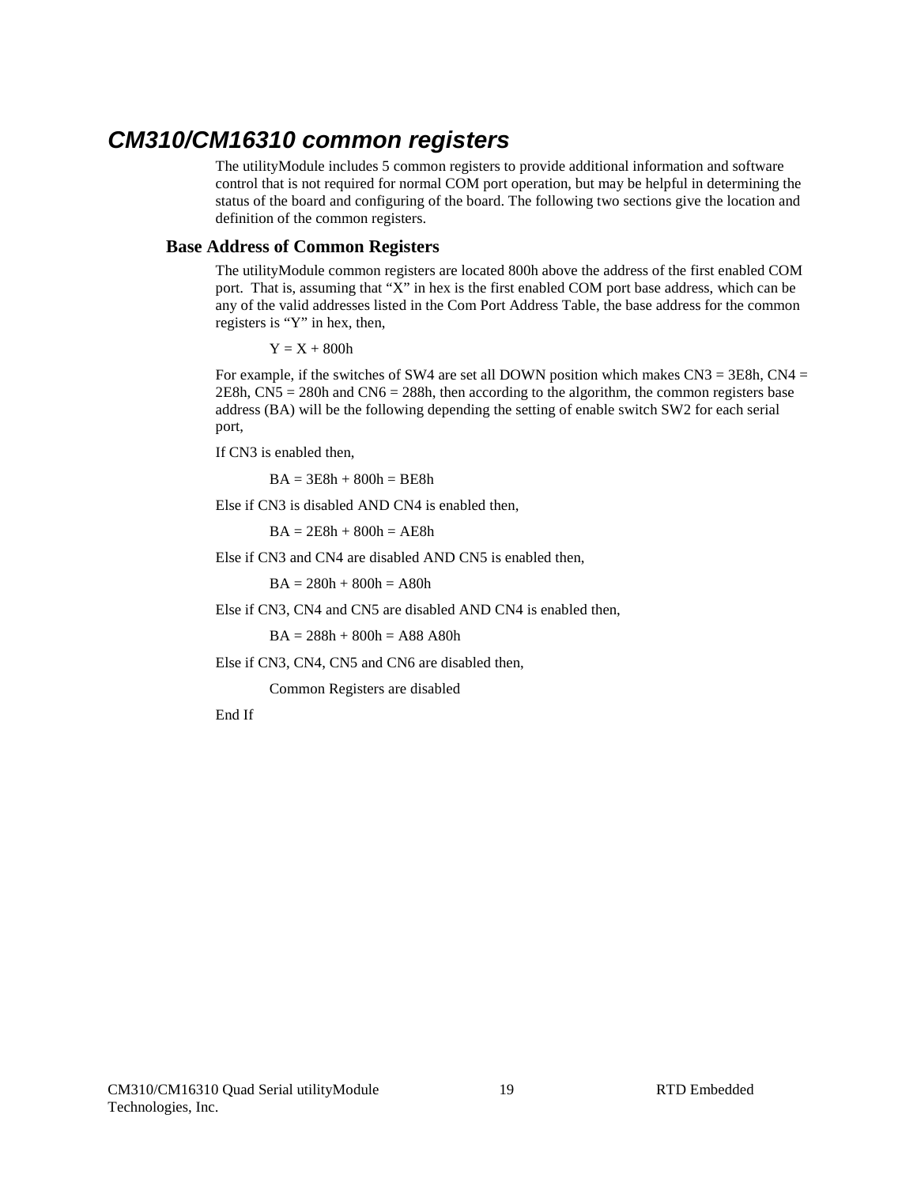# CM310/CM16310 common registers

The utilityModule includes 5 common registers to provide additional information and software control that is not required for normal COM port operation, but may be helpful in determining the status of the board and configuring of the board. The following two sections give the location and definition of the common registers.

## Base Address of Common Registers

The utilityModule common registers are located 800h above the address of the first enabled COM port. That is, assuming that "X" in hex is the first enabled COM port base address, which can be any of the valid addresses listed in the Com Port Address Table, the base address for the common registers is "Y" in hex, then,

Y = X + 800h

For example, if the switches of SW4 are set all DOWN position which makes CN3 = 3E8h, CN4 = 2E8h, CN5 = 280h and CN6 = 288h, then according to the algorithm, the common registers base address (BA) will be the following depending the setting of enable switch SW2 for each serial port,

If CN3 is enabled then,

BA = 3E8h + 800h = BE8h

Else if CN3 is disabled AND CN4 is enabled then,

BA = 2E8h + 800h = AE8h

Else if CN3 and CN4 are disabled AND CN5 is enabled then,

BA = 280h + 800h = A80h

Else if CN3, CN4 and CN5 are disabled AND CN4 is enabled then,

BA = 288h + 800h = A88 A80h

Else if CN3, CN4, CN5 and CN6 are disabled then,

Common Registers are disabled

End If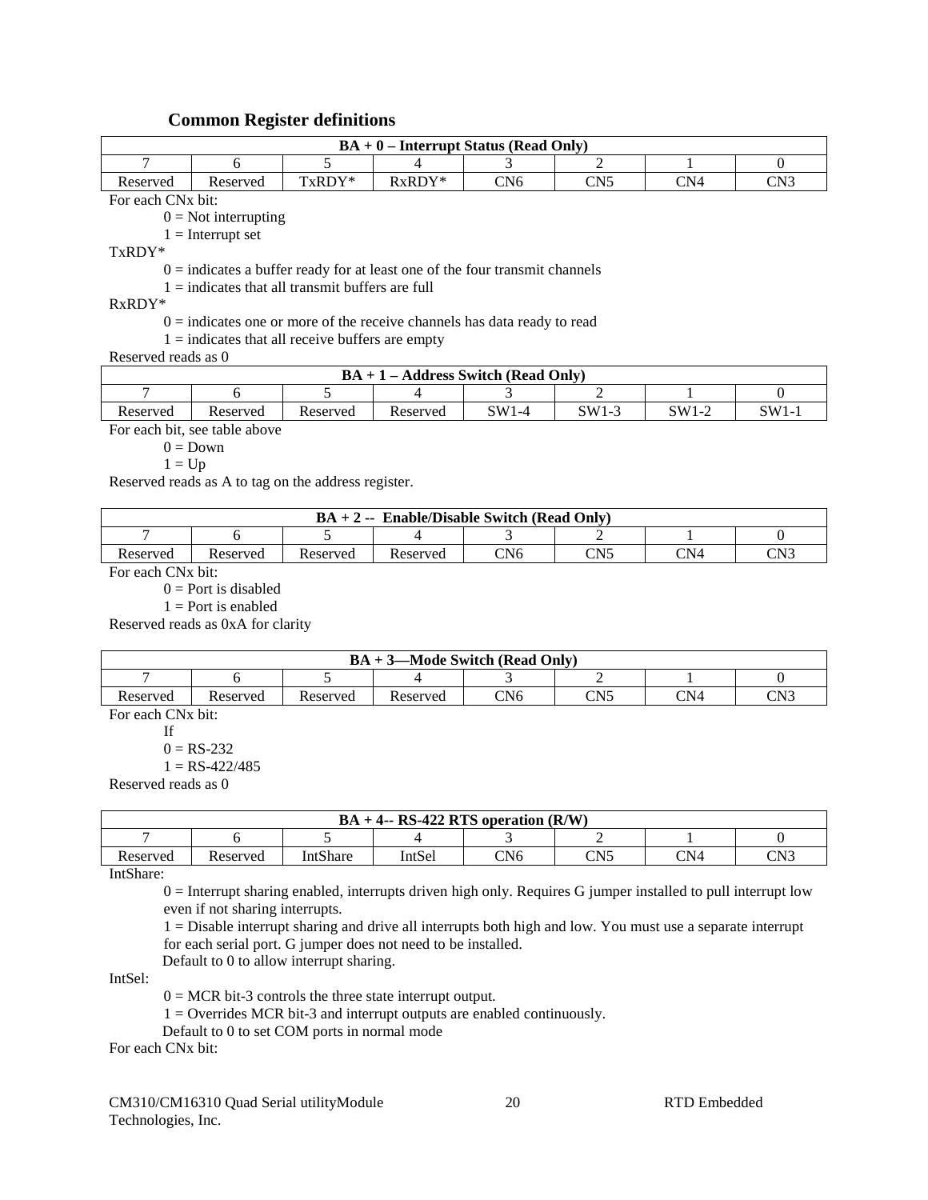### Common Register definitions

| BA + 0 – Interrupt Status (Read Only) | | | | | | | |
|---|---|---|---|---|---|---|---|
| 7 | 6 | 5 | 4 | 3 | 2 | 1 | 0 |
| Reserved | Reserved | TxRDY* | RxRDY* | CN6 | CN5 | CN4 | CN3 |

For each CNx bit:

0 = Not interrupting

1 = Interrupt set

TxRDY*

0 = indicates a buffer ready for at least one of the four transmit channels

1 = indicates that all transmit buffers are full

RxRDY*

0 = indicates one or more of the receive channels has data ready to read

1 = indicates that all receive buffers are empty

Reserved reads as 0

| BA + 1 – Address Switch (Read Only) | | | | | | | |
|---|---|---|---|---|---|---|---|
| 7 | 6 | 5 | 4 | 3 | 2 | 1 | 0 |
| Reserved | Reserved | Reserved | Reserved | SW1-4 | SW1-3 | SW1-2 | SW1-1 |

For each bit, see table above

0 = Down

1 = Up

Reserved reads as A to tag on the address register.

| BA + 2 -- Enable/Disable Switch (Read Only) | | | | | | | |
|---|---|---|---|---|---|---|---|
| 7 | 6 | 5 | 4 | 3 | 2 | 1 | 0 |
| Reserved | Reserved | Reserved | Reserved | CN6 | CN5 | CN4 | CN3 |

For each CNx bit:

0 = Port is disabled

1 = Port is enabled

Reserved reads as 0xA for clarity

| BA + 3—Mode Switch (Read Only) | | | | | | | |
|---|---|---|---|---|---|---|---|
| 7 | 6 | 5 | 4 | 3 | 2 | 1 | 0 |
| Reserved | Reserved | Reserved | Reserved | CN6 | CN5 | CN4 | CN3 |

For each CNx bit:

If

0 = RS-232

1 = RS-422/485

Reserved reads as 0

| BA + 4-- RS-422 RTS operation (R/W) | | | | | | | |
|---|---|---|---|---|---|---|---|
| 7 | 6 | 5 | 4 | 3 | 2 | 1 | 0 |
| Reserved | Reserved | IntShare | IntSel | CN6 | CN5 | CN4 | CN3 |

IntShare:

0 = Interrupt sharing enabled, interrupts driven high only. Requires G jumper installed to pull interrupt low even if not sharing interrupts.

1 = Disable interrupt sharing and drive all interrupts both high and low. You must use a separate interrupt for each serial port. G jumper does not need to be installed.

Default to 0 to allow interrupt sharing.

IntSel:

0 = MCR bit-3 controls the three state interrupt output.

1 = Overrides MCR bit-3 and interrupt outputs are enabled continuously.

Default to 0 to set COM ports in normal mode

For each CNx bit: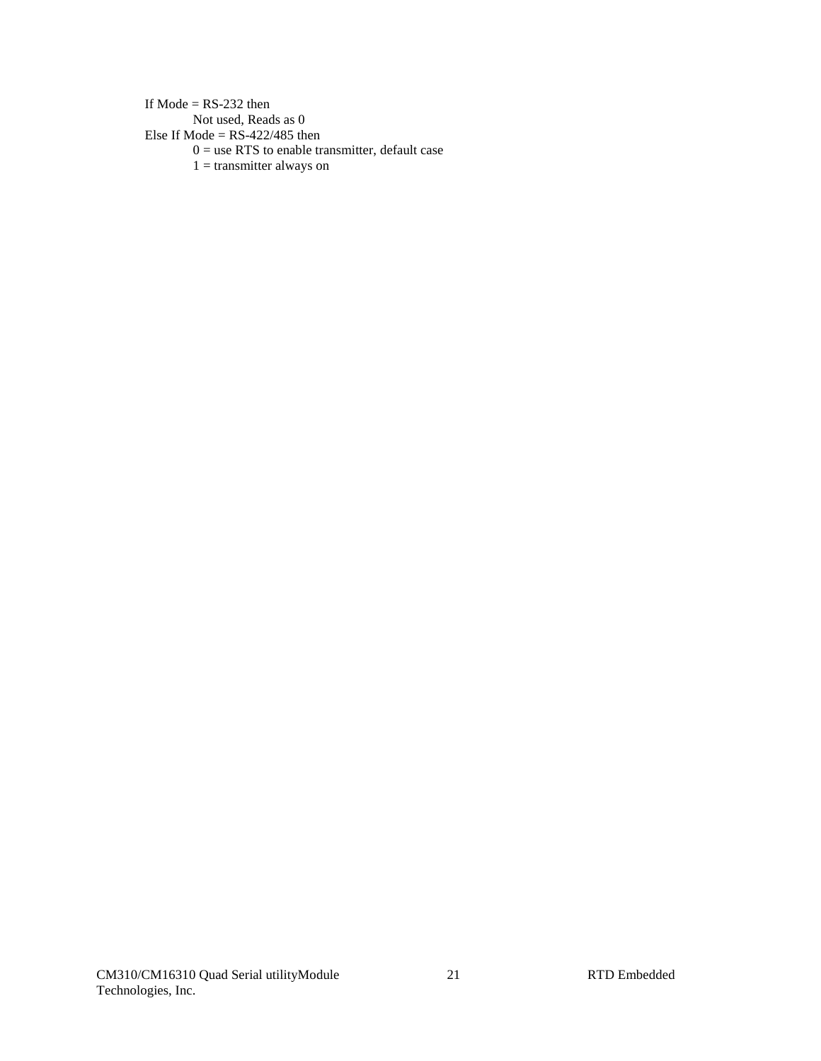If Mode = RS-232 then

    Not used, Reads as 0

Else If Mode = RS-422/485 then

    0 = use RTS to enable transmitter, default case

    1 = transmitter always on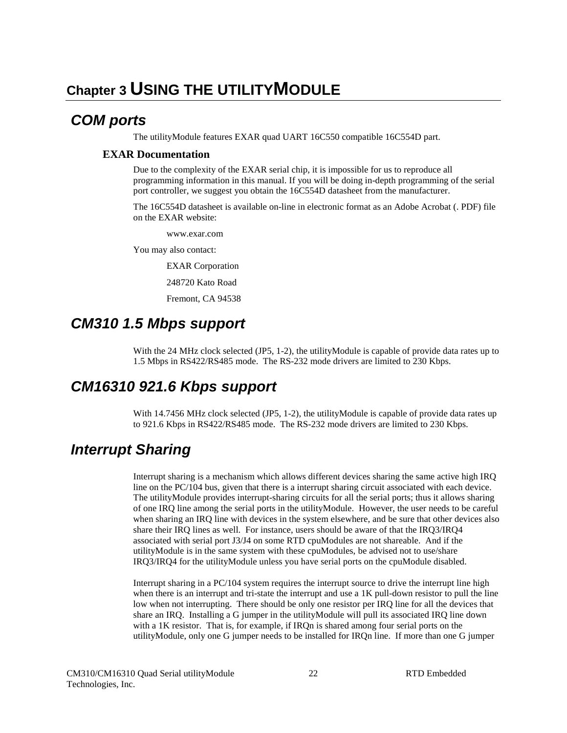# Chapter 3 USING THE UTILITYMODULE

## COM ports

The utilityModule features EXAR quad UART 16C550 compatible 16C554D part.

### EXAR Documentation

Due to the complexity of the EXAR serial chip, it is impossible for us to reproduce all programming information in this manual. If you will be doing in-depth programming of the serial port controller, we suggest you obtain the 16C554D datasheet from the manufacturer.

The 16C554D datasheet is available on-line in electronic format as an Adobe Acrobat (. PDF) file on the EXAR website:

www.exar.com

You may also contact:

EXAR Corporation

248720 Kato Road

Fremont, CA 94538

## CM310 1.5 Mbps support

With the 24 MHz clock selected (JP5, 1-2), the utilityModule is capable of provide data rates up to 1.5 Mbps in RS422/RS485 mode. The RS-232 mode drivers are limited to 230 Kbps.

## CM16310 921.6 Kbps support

With 14.7456 MHz clock selected (JP5, 1-2), the utilityModule is capable of provide data rates up to 921.6 Kbps in RS422/RS485 mode. The RS-232 mode drivers are limited to 230 Kbps.

## Interrupt Sharing

Interrupt sharing is a mechanism which allows different devices sharing the same active high IRQ line on the PC/104 bus, given that there is a interrupt sharing circuit associated with each device. The utilityModule provides interrupt-sharing circuits for all the serial ports; thus it allows sharing of one IRQ line among the serial ports in the utilityModule. However, the user needs to be careful when sharing an IRQ line with devices in the system elsewhere, and be sure that other devices also share their IRQ lines as well. For instance, users should be aware of that the IRQ3/IRQ4 associated with serial port J3/J4 on some RTD cpuModules are not shareable. And if the utilityModule is in the same system with these cpuModules, be advised not to use/share IRQ3/IRQ4 for the utilityModule unless you have serial ports on the cpuModule disabled.

Interrupt sharing in a PC/104 system requires the interrupt source to drive the interrupt line high when there is an interrupt and tri-state the interrupt and use a 1K pull-down resistor to pull the line low when not interrupting. There should be only one resistor per IRQ line for all the devices that share an IRQ. Installing a G jumper in the utilityModule will pull its associated IRQ line down with a 1K resistor. That is, for example, if IRQn is shared among four serial ports on the utilityModule, only one G jumper needs to be installed for IRQn line. If more than one G jumper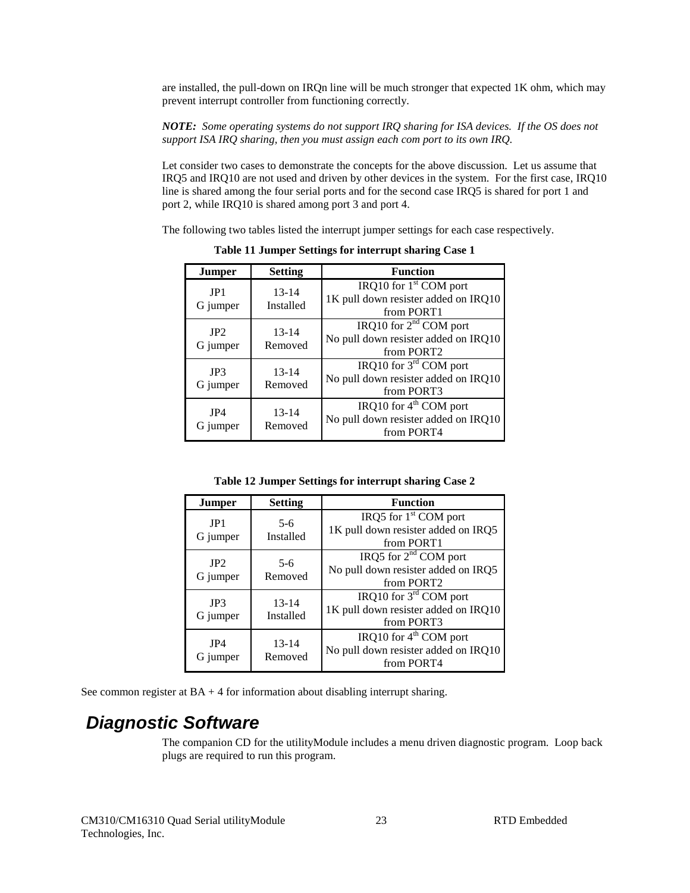are installed, the pull-down on IRQn line will be much stronger that expected 1K ohm, which may prevent interrupt controller from functioning correctly.

***NOTE:*** *Some operating systems do not support IRQ sharing for ISA devices. If the OS does not support ISA IRQ sharing, then you must assign each com port to its own IRQ.*

Let consider two cases to demonstrate the concepts for the above discussion. Let us assume that IRQ5 and IRQ10 are not used and driven by other devices in the system. For the first case, IRQ10 line is shared among the four serial ports and for the second case IRQ5 is shared for port 1 and port 2, while IRQ10 is shared among port 3 and port 4.

The following two tables listed the interrupt jumper settings for each case respectively.

**Table 11 Jumper Settings for interrupt sharing Case 1**

| Jumper | Setting | Function |
|---|---|---|
| JP1<br>G jumper | 13-14<br>Installed | IRQ10 for 1st COM port<br>1K pull down resister added on IRQ10 from PORT1 |
| JP2<br>G jumper | 13-14<br>Removed | IRQ10 for 2nd COM port<br>No pull down resister added on IRQ10 from PORT2 |
| JP3<br>G jumper | 13-14<br>Removed | IRQ10 for 3rd COM port<br>No pull down resister added on IRQ10 from PORT3 |
| JP4<br>G jumper | 13-14<br>Removed | IRQ10 for 4th COM port<br>No pull down resister added on IRQ10 from PORT4 |

**Table 12 Jumper Settings for interrupt sharing Case 2**

| Jumper | Setting | Function |
|---|---|---|
| JP1<br>G jumper | 5-6<br>Installed | IRQ5 for 1st COM port<br>1K pull down resister added on IRQ5 from PORT1 |
| JP2<br>G jumper | 5-6<br>Removed | IRQ5 for 2nd COM port<br>No pull down resister added on IRQ5 from PORT2 |
| JP3<br>G jumper | 13-14<br>Installed | IRQ10 for 3rd COM port<br>1K pull down resister added on IRQ10 from PORT3 |
| JP4<br>G jumper | 13-14<br>Removed | IRQ10 for 4th COM port<br>No pull down resister added on IRQ10 from PORT4 |

See common register at BA + 4 for information about disabling interrupt sharing.

## *Diagnostic Software*

The companion CD for the utilityModule includes a menu driven diagnostic program. Loop back plugs are required to run this program.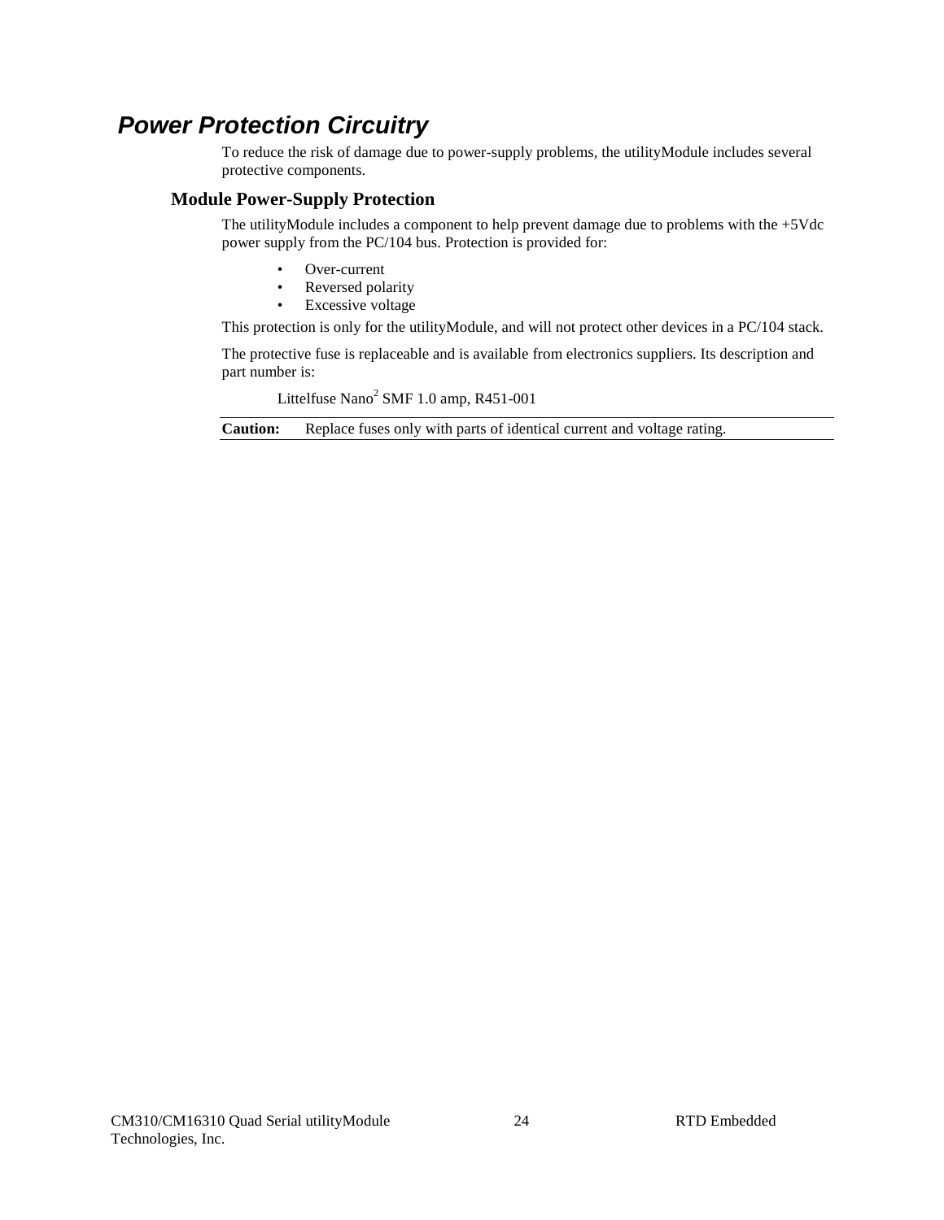# Power Protection Circuitry

To reduce the risk of damage due to power-supply problems, the utilityModule includes several protective components.

## Module Power-Supply Protection

The utilityModule includes a component to help prevent damage due to problems with the +5Vdc power supply from the PC/104 bus. Protection is provided for:

- Over-current
- Reversed polarity
- Excessive voltage

This protection is only for the utilityModule, and will not protect other devices in a PC/104 stack.

The protective fuse is replaceable and is available from electronics suppliers. Its description and part number is:

Littelfuse Nano$^2$ SMF 1.0 amp, R451-001

**Caution:** Replace fuses only with parts of identical current and voltage rating.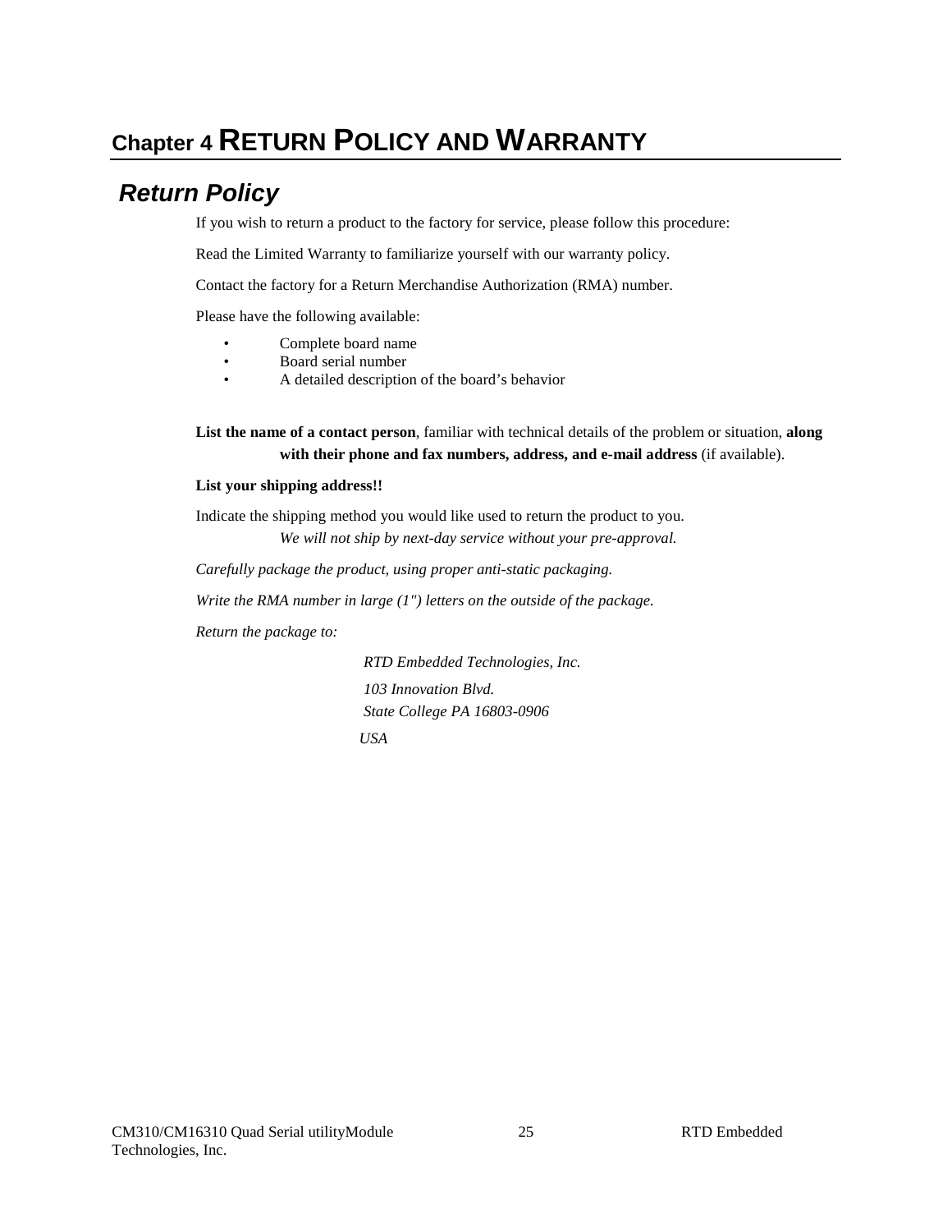# Chapter 4 RETURN POLICY AND WARRANTY

## Return Policy

If you wish to return a product to the factory for service, please follow this procedure:

Read the Limited Warranty to familiarize yourself with our warranty policy.

Contact the factory for a Return Merchandise Authorization (RMA) number.

Please have the following available:

- Complete board name
- Board serial number
- A detailed description of the board's behavior

**List the name of a contact person**, familiar with technical details of the problem or situation, **along with their phone and fax numbers, address, and e-mail address** (if available).

**List your shipping address!!**

Indicate the shipping method you would like used to return the product to you.
*We will not ship by next-day service without your pre-approval.*

*Carefully package the product, using proper anti-static packaging.*

*Write the RMA number in large (1") letters on the outside of the package.*

*Return the package to:*

*RTD Embedded Technologies, Inc.*

*103 Innovation Blvd.*
*State College PA 16803-0906*

*USA*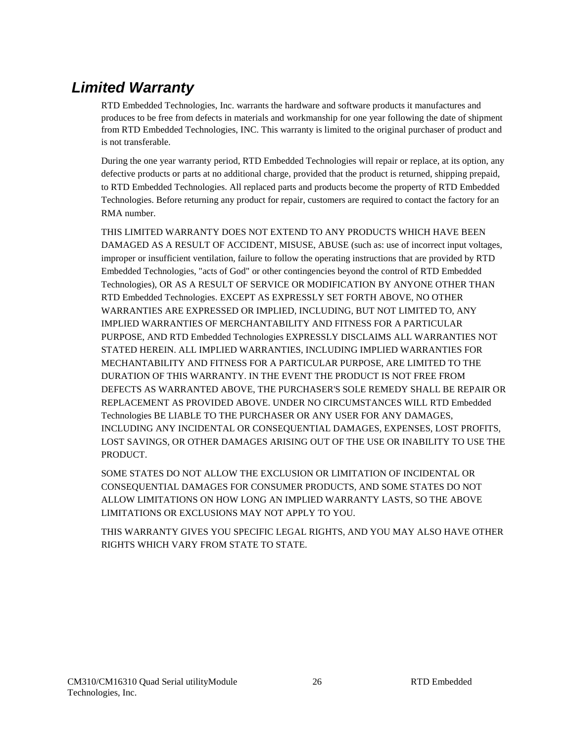## *Limited Warranty*

RTD Embedded Technologies, Inc. warrants the hardware and software products it manufactures and produces to be free from defects in materials and workmanship for one year following the date of shipment from RTD Embedded Technologies, INC. This warranty is limited to the original purchaser of product and is not transferable.

During the one year warranty period, RTD Embedded Technologies will repair or replace, at its option, any defective products or parts at no additional charge, provided that the product is returned, shipping prepaid, to RTD Embedded Technologies. All replaced parts and products become the property of RTD Embedded Technologies. Before returning any product for repair, customers are required to contact the factory for an RMA number.

THIS LIMITED WARRANTY DOES NOT EXTEND TO ANY PRODUCTS WHICH HAVE BEEN DAMAGED AS A RESULT OF ACCIDENT, MISUSE, ABUSE (such as: use of incorrect input voltages, improper or insufficient ventilation, failure to follow the operating instructions that are provided by RTD Embedded Technologies, "acts of God" or other contingencies beyond the control of RTD Embedded Technologies), OR AS A RESULT OF SERVICE OR MODIFICATION BY ANYONE OTHER THAN RTD Embedded Technologies. EXCEPT AS EXPRESSLY SET FORTH ABOVE, NO OTHER WARRANTIES ARE EXPRESSED OR IMPLIED, INCLUDING, BUT NOT LIMITED TO, ANY IMPLIED WARRANTIES OF MERCHANTABILITY AND FITNESS FOR A PARTICULAR PURPOSE, AND RTD Embedded Technologies EXPRESSLY DISCLAIMS ALL WARRANTIES NOT STATED HEREIN. ALL IMPLIED WARRANTIES, INCLUDING IMPLIED WARRANTIES FOR MECHANTABILITY AND FITNESS FOR A PARTICULAR PURPOSE, ARE LIMITED TO THE DURATION OF THIS WARRANTY. IN THE EVENT THE PRODUCT IS NOT FREE FROM DEFECTS AS WARRANTED ABOVE, THE PURCHASER'S SOLE REMEDY SHALL BE REPAIR OR REPLACEMENT AS PROVIDED ABOVE. UNDER NO CIRCUMSTANCES WILL RTD Embedded Technologies BE LIABLE TO THE PURCHASER OR ANY USER FOR ANY DAMAGES, INCLUDING ANY INCIDENTAL OR CONSEQUENTIAL DAMAGES, EXPENSES, LOST PROFITS, LOST SAVINGS, OR OTHER DAMAGES ARISING OUT OF THE USE OR INABILITY TO USE THE PRODUCT.

SOME STATES DO NOT ALLOW THE EXCLUSION OR LIMITATION OF INCIDENTAL OR CONSEQUENTIAL DAMAGES FOR CONSUMER PRODUCTS, AND SOME STATES DO NOT ALLOW LIMITATIONS ON HOW LONG AN IMPLIED WARRANTY LASTS, SO THE ABOVE LIMITATIONS OR EXCLUSIONS MAY NOT APPLY TO YOU.

THIS WARRANTY GIVES YOU SPECIFIC LEGAL RIGHTS, AND YOU MAY ALSO HAVE OTHER RIGHTS WHICH VARY FROM STATE TO STATE.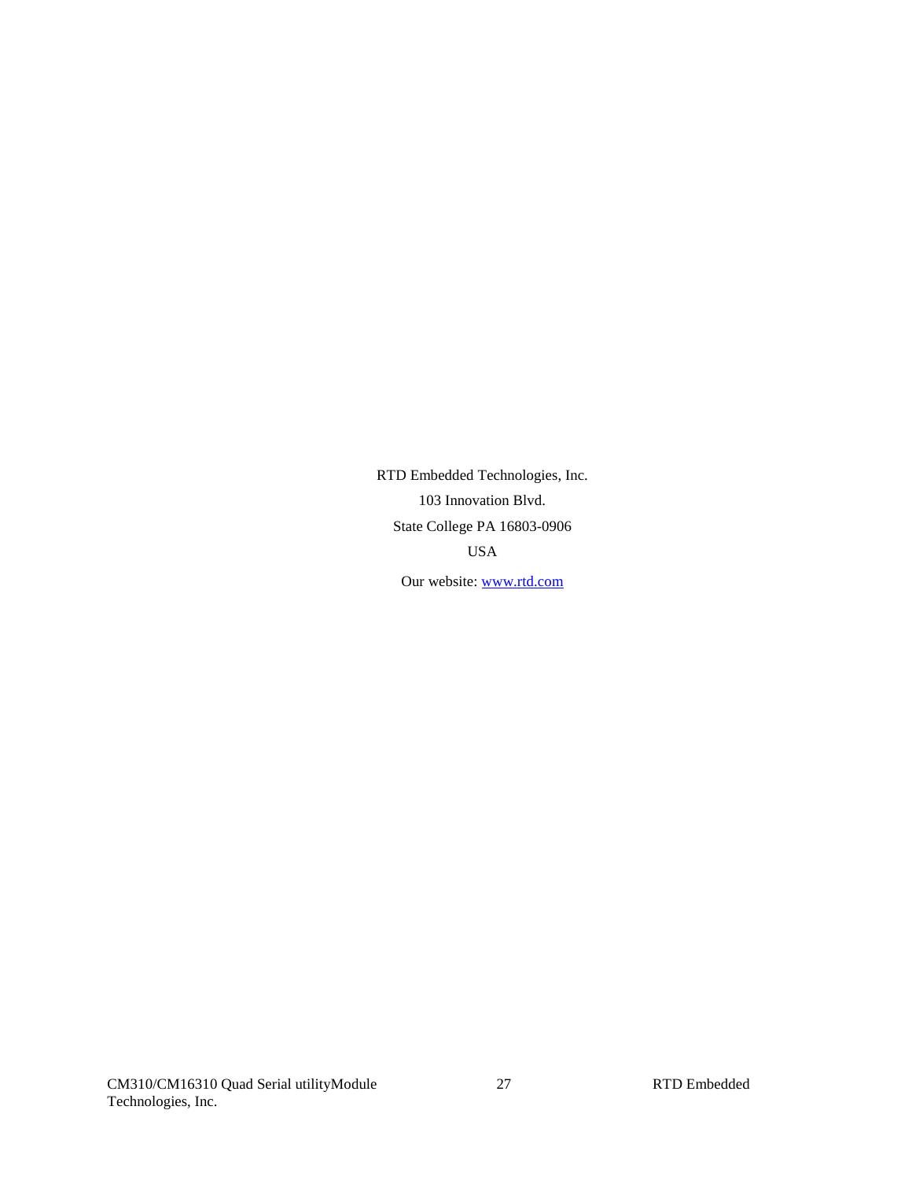RTD Embedded Technologies, Inc.

103 Innovation Blvd.

State College PA 16803-0906

USA

Our website: [www.rtd.com](http://www.rtd.com)